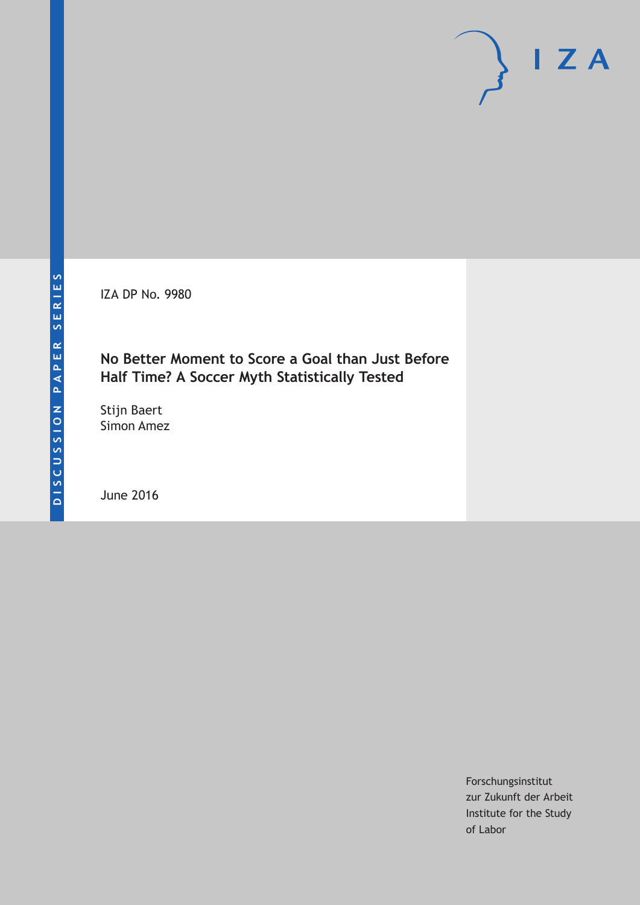DISCUSSION PAPER SERIES

IZA DP No. 9980

# No Better Moment to Score a Goal than Just Before Half Time? A Soccer Myth Statistically Tested

Stijn Baert
Simon Amez

June 2016

Forschungsinstitut
zur Zukunft der Arbeit
Institute for the Study
of Labor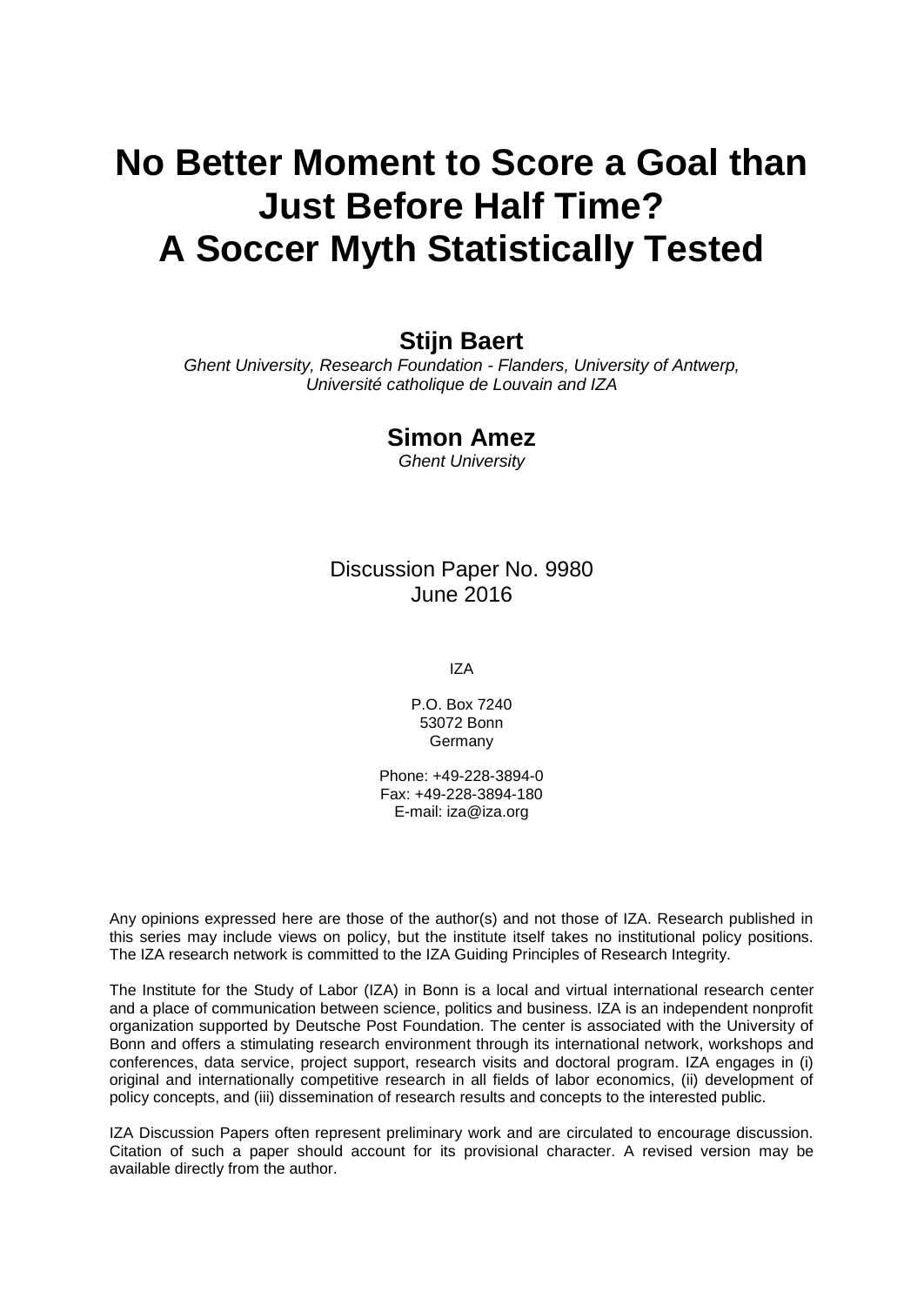# No Better Moment to Score a Goal than Just Before Half Time? A Soccer Myth Statistically Tested

## Stijn Baert

*Ghent University, Research Foundation - Flanders, University of Antwerp, Université catholique de Louvain and IZA*

## Simon Amez

*Ghent University*

Discussion Paper No. 9980
June 2016

IZA

P.O. Box 7240
53072 Bonn
Germany

Phone: +49-228-3894-0
Fax: +49-228-3894-180
E-mail: iza@iza.org

Any opinions expressed here are those of the author(s) and not those of IZA. Research published in this series may include views on policy, but the institute itself takes no institutional policy positions. The IZA research network is committed to the IZA Guiding Principles of Research Integrity.

The Institute for the Study of Labor (IZA) in Bonn is a local and virtual international research center and a place of communication between science, politics and business. IZA is an independent nonprofit organization supported by Deutsche Post Foundation. The center is associated with the University of Bonn and offers a stimulating research environment through its international network, workshops and conferences, data service, project support, research visits and doctoral program. IZA engages in (i) original and internationally competitive research in all fields of labor economics, (ii) development of policy concepts, and (iii) dissemination of research results and concepts to the interested public.

IZA Discussion Papers often represent preliminary work and are circulated to encourage discussion. Citation of such a paper should account for its provisional character. A revised version may be available directly from the author.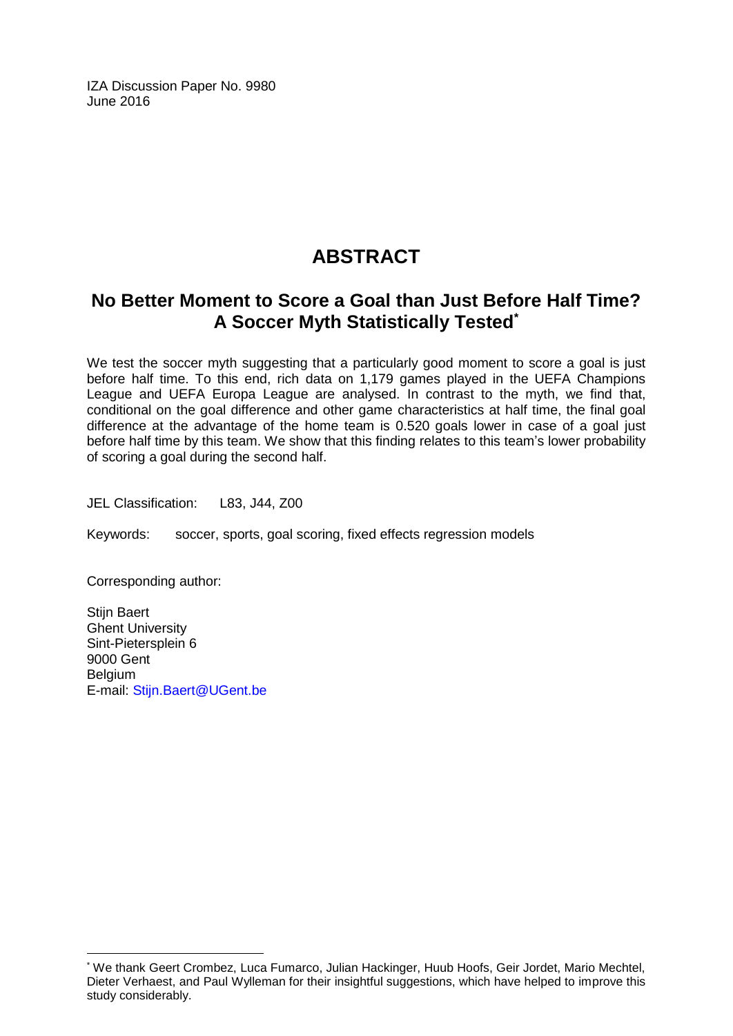IZA Discussion Paper No. 9980
June 2016

# ABSTRACT

## No Better Moment to Score a Goal than Just Before Half Time? A Soccer Myth Statistically Tested[*]

We test the soccer myth suggesting that a particularly good moment to score a goal is just before half time. To this end, rich data on 1,179 games played in the UEFA Champions League and UEFA Europa League are analysed. In contrast to the myth, we find that, conditional on the goal difference and other game characteristics at half time, the final goal difference at the advantage of the home team is 0.520 goals lower in case of a goal just before half time by this team. We show that this finding relates to this team's lower probability of scoring a goal during the second half.

JEL Classification: L83, J44, Z00

Keywords: soccer, sports, goal scoring, fixed effects regression models

Corresponding author:

Stijn Baert
Ghent University
Sint-Pietersplein 6
9000 Gent
Belgium
E-mail: Stijn.Baert@UGent.be

[*] We thank Geert Crombez, Luca Fumarco, Julian Hackinger, Huub Hoofs, Geir Jordet, Mario Mechtel, Dieter Verhaest, and Paul Wylleman for their insightful suggestions, which have helped to improve this study considerably.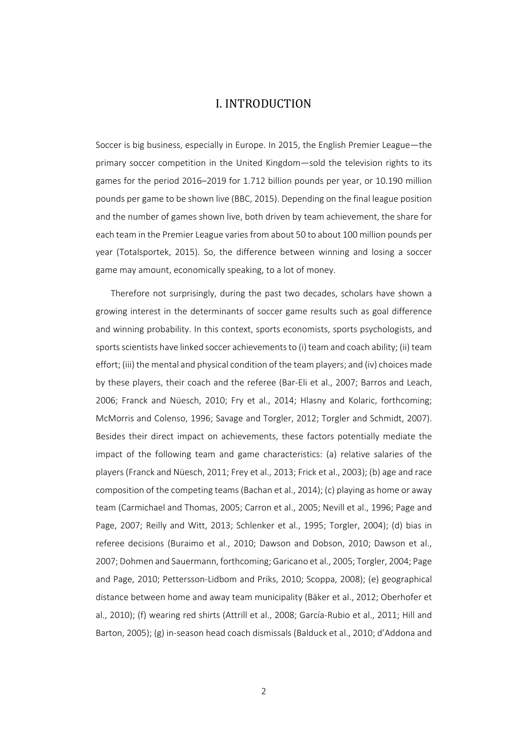# I. INTRODUCTION

Soccer is big business, especially in Europe. In 2015, the English Premier League—the primary soccer competition in the United Kingdom—sold the television rights to its games for the period 2016–2019 for 1.712 billion pounds per year, or 10.190 million pounds per game to be shown live (BBC, 2015). Depending on the final league position and the number of games shown live, both driven by team achievement, the share for each team in the Premier League varies from about 50 to about 100 million pounds per year (Totalsportek, 2015). So, the difference between winning and losing a soccer game may amount, economically speaking, to a lot of money.

Therefore not surprisingly, during the past two decades, scholars have shown a growing interest in the determinants of soccer game results such as goal difference and winning probability. In this context, sports economists, sports psychologists, and sports scientists have linked soccer achievements to (i) team and coach ability; (ii) team effort; (iii) the mental and physical condition of the team players; and (iv) choices made by these players, their coach and the referee (Bar-Eli et al., 2007; Barros and Leach, 2006; Franck and Nüesch, 2010; Fry et al., 2014; Hlasny and Kolaric, forthcoming; McMorris and Colenso, 1996; Savage and Torgler, 2012; Torgler and Schmidt, 2007). Besides their direct impact on achievements, these factors potentially mediate the impact of the following team and game characteristics: (a) relative salaries of the players (Franck and Nüesch, 2011; Frey et al., 2013; Frick et al., 2003); (b) age and race composition of the competing teams (Bachan et al., 2014); (c) playing as home or away team (Carmichael and Thomas, 2005; Carron et al., 2005; Nevill et al., 1996; Page and Page, 2007; Reilly and Witt, 2013; Schlenker et al., 1995; Torgler, 2004); (d) bias in referee decisions (Buraimo et al., 2010; Dawson and Dobson, 2010; Dawson et al., 2007; Dohmen and Sauermann, forthcoming; Garicano et al., 2005; Torgler, 2004; Page and Page, 2010; Pettersson-Lidbom and Priks, 2010; Scoppa, 2008); (e) geographical distance between home and away team municipality (Bäker et al., 2012; Oberhofer et al., 2010); (f) wearing red shirts (Attrill et al., 2008; García-Rubio et al., 2011; Hill and Barton, 2005); (g) in-season head coach dismissals (Balduck et al., 2010; d'Addona and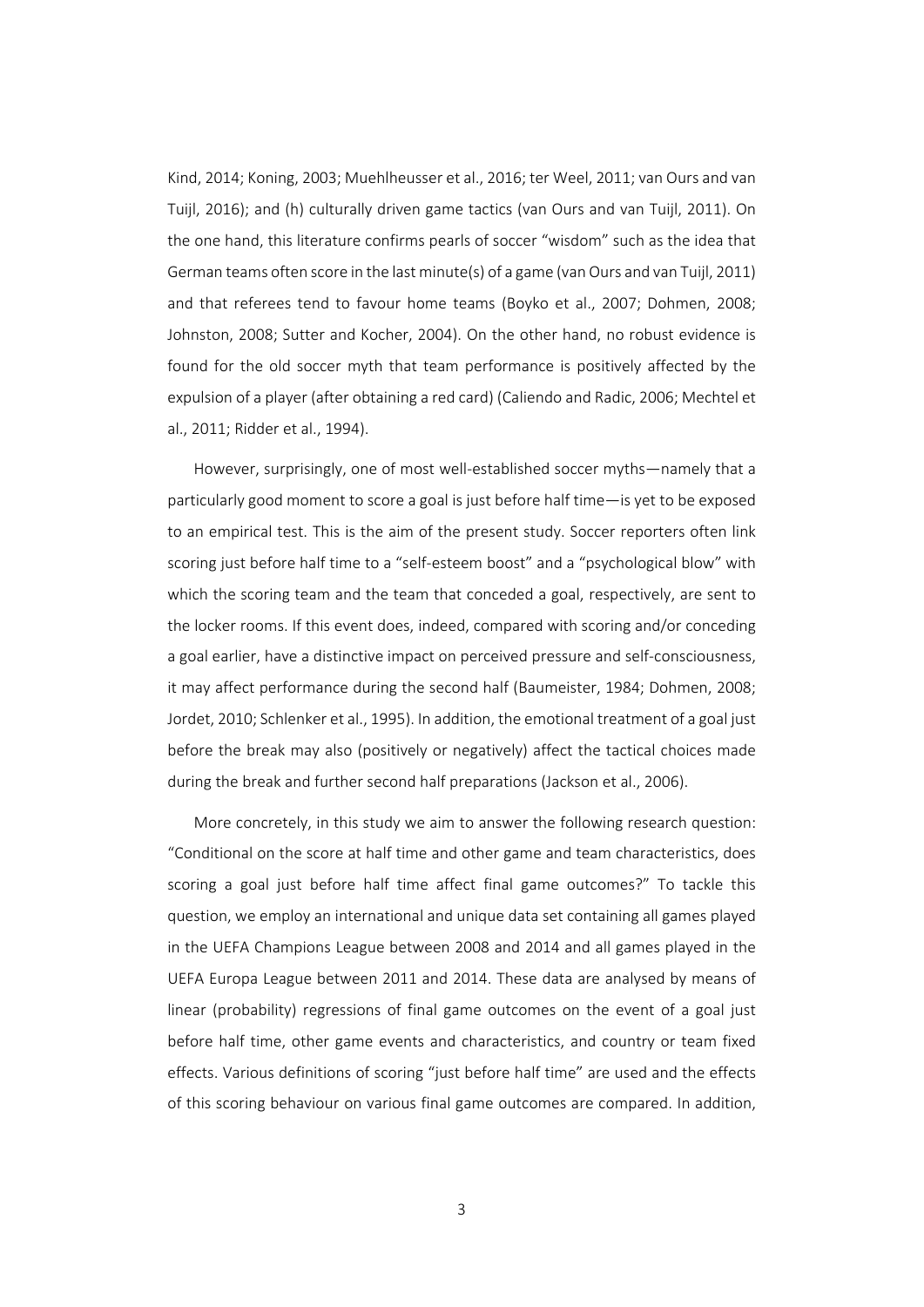Kind, 2014; Koning, 2003; Muehlheusser et al., 2016; ter Weel, 2011; van Ours and van Tuijl, 2016); and (h) culturally driven game tactics (van Ours and van Tuijl, 2011). On the one hand, this literature confirms pearls of soccer "wisdom" such as the idea that German teams often score in the last minute(s) of a game (van Ours and van Tuijl, 2011) and that referees tend to favour home teams (Boyko et al., 2007; Dohmen, 2008; Johnston, 2008; Sutter and Kocher, 2004). On the other hand, no robust evidence is found for the old soccer myth that team performance is positively affected by the expulsion of a player (after obtaining a red card) (Caliendo and Radic, 2006; Mechtel et al., 2011; Ridder et al., 1994).

However, surprisingly, one of most well-established soccer myths—namely that a particularly good moment to score a goal is just before half time—is yet to be exposed to an empirical test. This is the aim of the present study. Soccer reporters often link scoring just before half time to a "self-esteem boost" and a "psychological blow" with which the scoring team and the team that conceded a goal, respectively, are sent to the locker rooms. If this event does, indeed, compared with scoring and/or conceding a goal earlier, have a distinctive impact on perceived pressure and self-consciousness, it may affect performance during the second half (Baumeister, 1984; Dohmen, 2008; Jordet, 2010; Schlenker et al., 1995). In addition, the emotional treatment of a goal just before the break may also (positively or negatively) affect the tactical choices made during the break and further second half preparations (Jackson et al., 2006).

More concretely, in this study we aim to answer the following research question: "Conditional on the score at half time and other game and team characteristics, does scoring a goal just before half time affect final game outcomes?" To tackle this question, we employ an international and unique data set containing all games played in the UEFA Champions League between 2008 and 2014 and all games played in the UEFA Europa League between 2011 and 2014. These data are analysed by means of linear (probability) regressions of final game outcomes on the event of a goal just before half time, other game events and characteristics, and country or team fixed effects. Various definitions of scoring "just before half time" are used and the effects of this scoring behaviour on various final game outcomes are compared. In addition,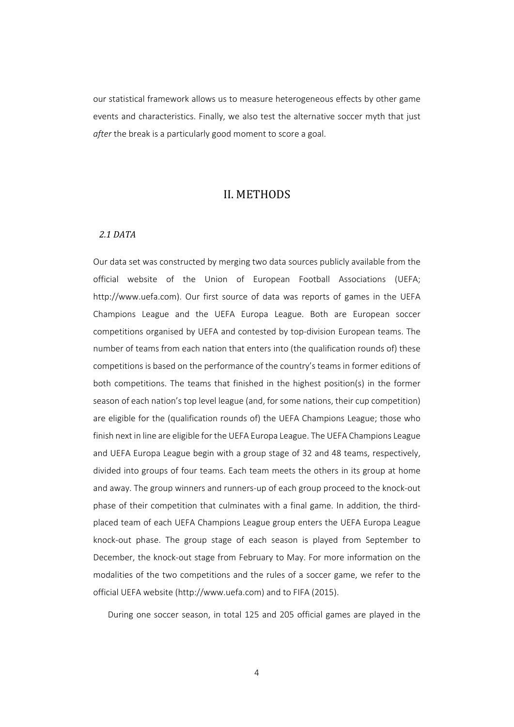our statistical framework allows us to measure heterogeneous effects by other game events and characteristics. Finally, we also test the alternative soccer myth that just *after* the break is a particularly good moment to score a goal.

# II. METHODS

### *2.1 DATA*

Our data set was constructed by merging two data sources publicly available from the official website of the Union of European Football Associations (UEFA; http://www.uefa.com). Our first source of data was reports of games in the UEFA Champions League and the UEFA Europa League. Both are European soccer competitions organised by UEFA and contested by top-division European teams. The number of teams from each nation that enters into (the qualification rounds of) these competitions is based on the performance of the country's teams in former editions of both competitions. The teams that finished in the highest position(s) in the former season of each nation's top level league (and, for some nations, their cup competition) are eligible for the (qualification rounds of) the UEFA Champions League; those who finish next in line are eligible for the UEFA Europa League. The UEFA Champions League and UEFA Europa League begin with a group stage of 32 and 48 teams, respectively, divided into groups of four teams. Each team meets the others in its group at home and away. The group winners and runners-up of each group proceed to the knock-out phase of their competition that culminates with a final game. In addition, the third-placed team of each UEFA Champions League group enters the UEFA Europa League knock-out phase. The group stage of each season is played from September to December, the knock-out stage from February to May. For more information on the modalities of the two competitions and the rules of a soccer game, we refer to the official UEFA website (http://www.uefa.com) and to FIFA (2015).

During one soccer season, in total 125 and 205 official games are played in the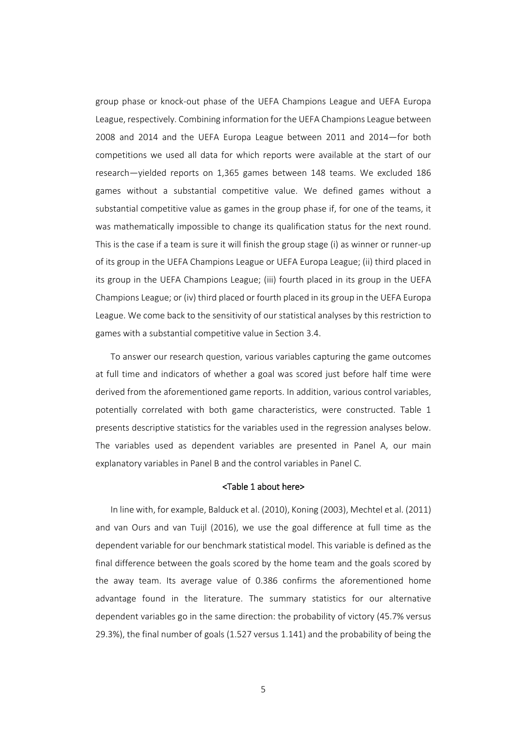group phase or knock-out phase of the UEFA Champions League and UEFA Europa League, respectively. Combining information for the UEFA Champions League between 2008 and 2014 and the UEFA Europa League between 2011 and 2014—for both competitions we used all data for which reports were available at the start of our research—yielded reports on 1,365 games between 148 teams. We excluded 186 games without a substantial competitive value. We defined games without a substantial competitive value as games in the group phase if, for one of the teams, it was mathematically impossible to change its qualification status for the next round. This is the case if a team is sure it will finish the group stage (i) as winner or runner-up of its group in the UEFA Champions League or UEFA Europa League; (ii) third placed in its group in the UEFA Champions League; (iii) fourth placed in its group in the UEFA Champions League; or (iv) third placed or fourth placed in its group in the UEFA Europa League. We come back to the sensitivity of our statistical analyses by this restriction to games with a substantial competitive value in Section 3.4.

To answer our research question, various variables capturing the game outcomes at full time and indicators of whether a goal was scored just before half time were derived from the aforementioned game reports. In addition, various control variables, potentially correlated with both game characteristics, were constructed. Table 1 presents descriptive statistics for the variables used in the regression analyses below. The variables used as dependent variables are presented in Panel A, our main explanatory variables in Panel B and the control variables in Panel C.

<Table 1 about here>

In line with, for example, Balduck et al. (2010), Koning (2003), Mechtel et al. (2011) and van Ours and van Tuijl (2016), we use the goal difference at full time as the dependent variable for our benchmark statistical model. This variable is defined as the final difference between the goals scored by the home team and the goals scored by the away team. Its average value of 0.386 confirms the aforementioned home advantage found in the literature. The summary statistics for our alternative dependent variables go in the same direction: the probability of victory (45.7% versus 29.3%), the final number of goals (1.527 versus 1.141) and the probability of being the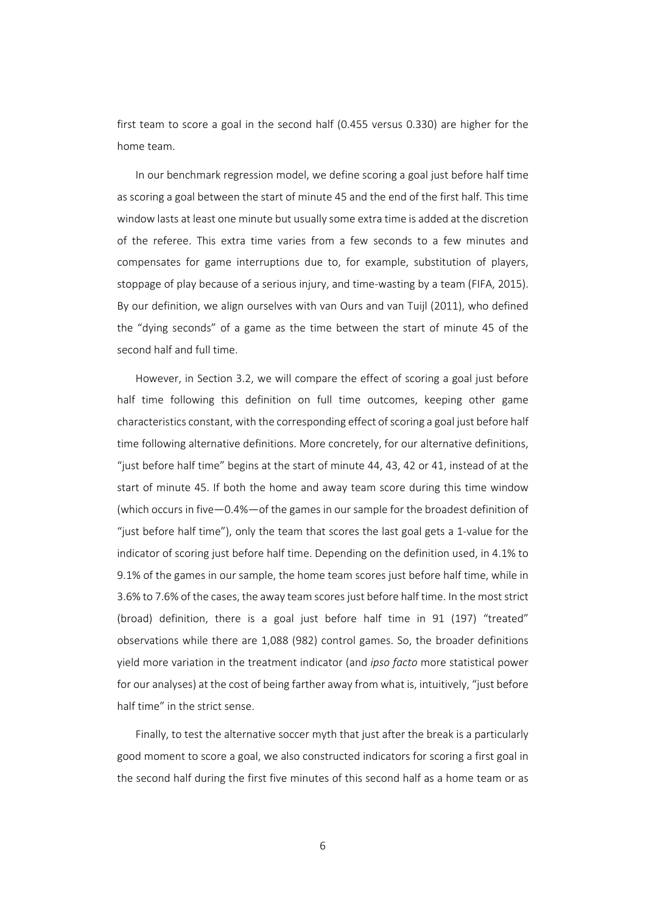first team to score a goal in the second half (0.455 versus 0.330) are higher for the home team.

In our benchmark regression model, we define scoring a goal just before half time as scoring a goal between the start of minute 45 and the end of the first half. This time window lasts at least one minute but usually some extra time is added at the discretion of the referee. This extra time varies from a few seconds to a few minutes and compensates for game interruptions due to, for example, substitution of players, stoppage of play because of a serious injury, and time-wasting by a team (FIFA, 2015). By our definition, we align ourselves with van Ours and van Tuijl (2011), who defined the "dying seconds" of a game as the time between the start of minute 45 of the second half and full time.

However, in Section 3.2, we will compare the effect of scoring a goal just before half time following this definition on full time outcomes, keeping other game characteristics constant, with the corresponding effect of scoring a goal just before half time following alternative definitions. More concretely, for our alternative definitions, "just before half time" begins at the start of minute 44, 43, 42 or 41, instead of at the start of minute 45. If both the home and away team score during this time window (which occurs in five—0.4%—of the games in our sample for the broadest definition of "just before half time"), only the team that scores the last goal gets a 1-value for the indicator of scoring just before half time. Depending on the definition used, in 4.1% to 9.1% of the games in our sample, the home team scores just before half time, while in 3.6% to 7.6% of the cases, the away team scores just before half time. In the most strict (broad) definition, there is a goal just before half time in 91 (197) "treated" observations while there are 1,088 (982) control games. So, the broader definitions yield more variation in the treatment indicator (and *ipso facto* more statistical power for our analyses) at the cost of being farther away from what is, intuitively, "just before half time" in the strict sense.

Finally, to test the alternative soccer myth that just after the break is a particularly good moment to score a goal, we also constructed indicators for scoring a first goal in the second half during the first five minutes of this second half as a home team or as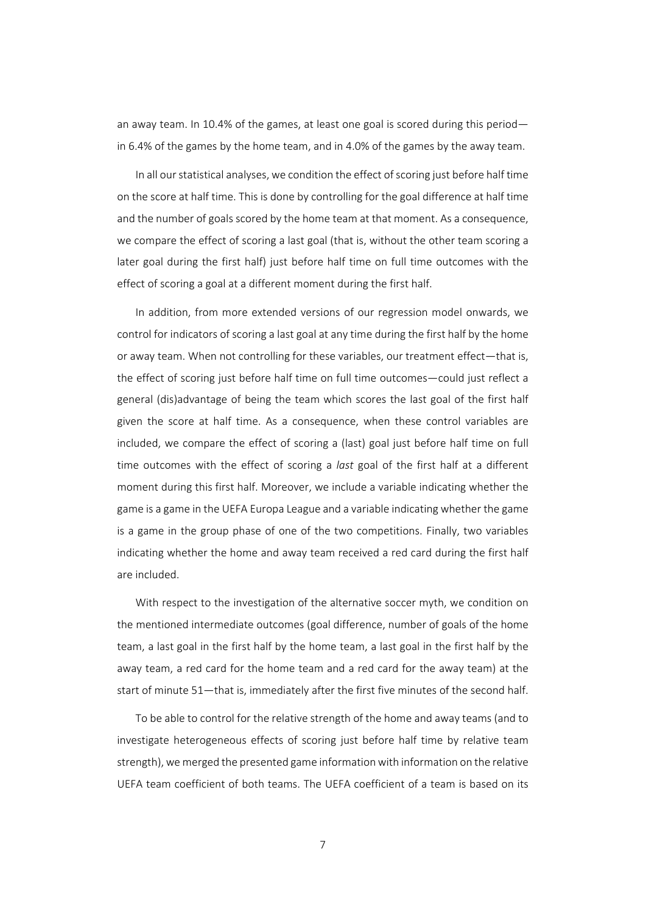an away team. In 10.4% of the games, at least one goal is scored during this period—in 6.4% of the games by the home team, and in 4.0% of the games by the away team.

In all our statistical analyses, we condition the effect of scoring just before half time on the score at half time. This is done by controlling for the goal difference at half time and the number of goals scored by the home team at that moment. As a consequence, we compare the effect of scoring a last goal (that is, without the other team scoring a later goal during the first half) just before half time on full time outcomes with the effect of scoring a goal at a different moment during the first half.

In addition, from more extended versions of our regression model onwards, we control for indicators of scoring a last goal at any time during the first half by the home or away team. When not controlling for these variables, our treatment effect—that is, the effect of scoring just before half time on full time outcomes—could just reflect a general (dis)advantage of being the team which scores the last goal of the first half given the score at half time. As a consequence, when these control variables are included, we compare the effect of scoring a (last) goal just before half time on full time outcomes with the effect of scoring a *last* goal of the first half at a different moment during this first half. Moreover, we include a variable indicating whether the game is a game in the UEFA Europa League and a variable indicating whether the game is a game in the group phase of one of the two competitions. Finally, two variables indicating whether the home and away team received a red card during the first half are included.

With respect to the investigation of the alternative soccer myth, we condition on the mentioned intermediate outcomes (goal difference, number of goals of the home team, a last goal in the first half by the home team, a last goal in the first half by the away team, a red card for the home team and a red card for the away team) at the start of minute 51—that is, immediately after the first five minutes of the second half.

To be able to control for the relative strength of the home and away teams (and to investigate heterogeneous effects of scoring just before half time by relative team strength), we merged the presented game information with information on the relative UEFA team coefficient of both teams. The UEFA coefficient of a team is based on its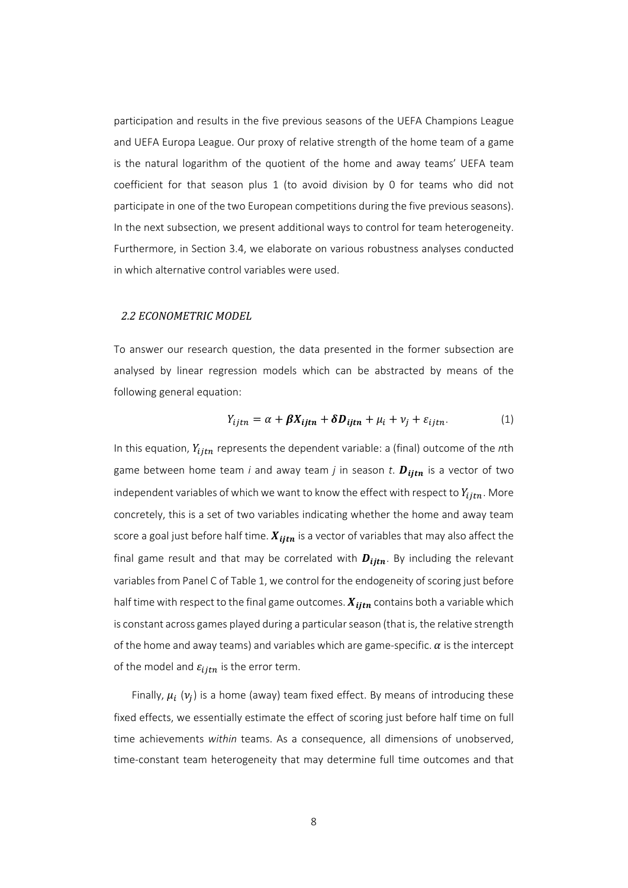participation and results in the five previous seasons of the UEFA Champions League and UEFA Europa League. Our proxy of relative strength of the home team of a game is the natural logarithm of the quotient of the home and away teams' UEFA team coefficient for that season plus 1 (to avoid division by 0 for teams who did not participate in one of the two European competitions during the five previous seasons). In the next subsection, we present additional ways to control for team heterogeneity. Furthermore, in Section 3.4, we elaborate on various robustness analyses conducted in which alternative control variables were used.

### *2.2 ECONOMETRIC MODEL*

To answer our research question, the data presented in the former subsection are analysed by linear regression models which can be abstracted by means of the following general equation:

$$Y_{ijtn} = \alpha + \boldsymbol{\beta X_{ijtn}} + \boldsymbol{\delta D_{ijtn}} + \mu_i + \nu_j + \varepsilon_{ijtn}. \tag{1}$$

In this equation, $Y_{ijtn}$ represents the dependent variable: a (final) outcome of the *n*th game between home team *i* and away team *j* in season *t*. $\boldsymbol{D_{ijtn}}$ is a vector of two independent variables of which we want to know the effect with respect to $Y_{ijtn}$. More concretely, this is a set of two variables indicating whether the home and away team score a goal just before half time. $\boldsymbol{X_{ijtn}}$ is a vector of variables that may also affect the final game result and that may be correlated with $\boldsymbol{D_{ijtn}}$. By including the relevant variables from Panel C of Table 1, we control for the endogeneity of scoring just before half time with respect to the final game outcomes. $\boldsymbol{X_{ijtn}}$ contains both a variable which is constant across games played during a particular season (that is, the relative strength of the home and away teams) and variables which are game-specific. $\alpha$ is the intercept of the model and $\varepsilon_{ijtn}$ is the error term.

Finally, $\mu_i$ ($\nu_j$) is a home (away) team fixed effect. By means of introducing these fixed effects, we essentially estimate the effect of scoring just before half time on full time achievements *within* teams. As a consequence, all dimensions of unobserved, time-constant team heterogeneity that may determine full time outcomes and that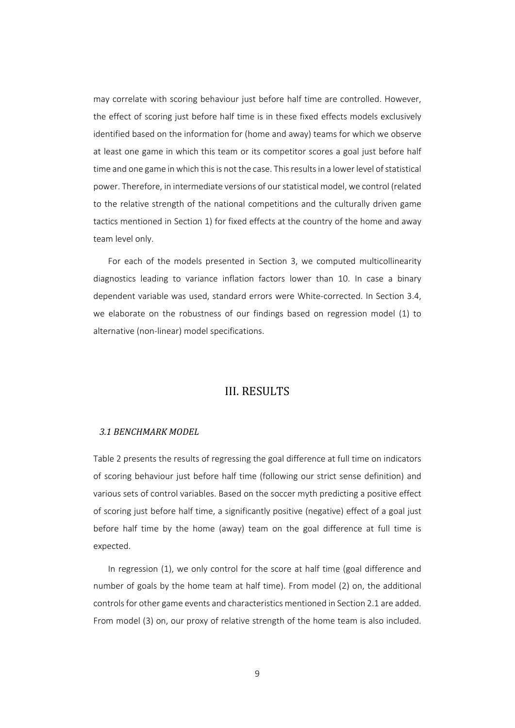may correlate with scoring behaviour just before half time are controlled. However, the effect of scoring just before half time is in these fixed effects models exclusively identified based on the information for (home and away) teams for which we observe at least one game in which this team or its competitor scores a goal just before half time and one game in which this is not the case. This results in a lower level of statistical power. Therefore, in intermediate versions of our statistical model, we control (related to the relative strength of the national competitions and the culturally driven game tactics mentioned in Section 1) for fixed effects at the country of the home and away team level only.

For each of the models presented in Section 3, we computed multicollinearity diagnostics leading to variance inflation factors lower than 10. In case a binary dependent variable was used, standard errors were White-corrected. In Section 3.4, we elaborate on the robustness of our findings based on regression model (1) to alternative (non-linear) model specifications.

# III. RESULTS

### *3.1 BENCHMARK MODEL*

Table 2 presents the results of regressing the goal difference at full time on indicators of scoring behaviour just before half time (following our strict sense definition) and various sets of control variables. Based on the soccer myth predicting a positive effect of scoring just before half time, a significantly positive (negative) effect of a goal just before half time by the home (away) team on the goal difference at full time is expected.

In regression (1), we only control for the score at half time (goal difference and number of goals by the home team at half time). From model (2) on, the additional controls for other game events and characteristics mentioned in Section 2.1 are added. From model (3) on, our proxy of relative strength of the home team is also included.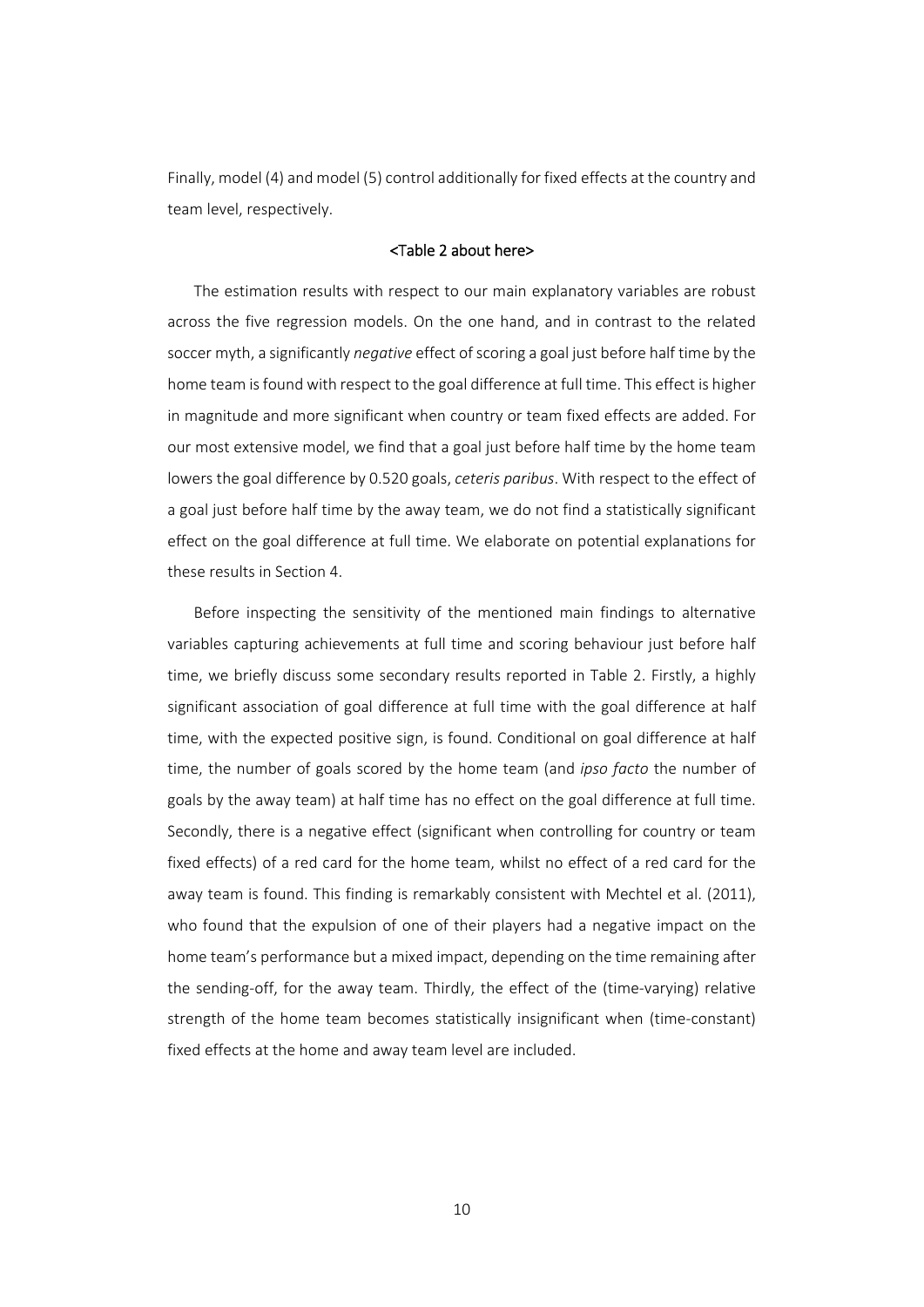Finally, model (4) and model (5) control additionally for fixed effects at the country and team level, respectively.

<Table 2 about here>

The estimation results with respect to our main explanatory variables are robust across the five regression models. On the one hand, and in contrast to the related soccer myth, a significantly *negative* effect of scoring a goal just before half time by the home team is found with respect to the goal difference at full time. This effect is higher in magnitude and more significant when country or team fixed effects are added. For our most extensive model, we find that a goal just before half time by the home team lowers the goal difference by 0.520 goals, *ceteris paribus*. With respect to the effect of a goal just before half time by the away team, we do not find a statistically significant effect on the goal difference at full time. We elaborate on potential explanations for these results in Section 4.

Before inspecting the sensitivity of the mentioned main findings to alternative variables capturing achievements at full time and scoring behaviour just before half time, we briefly discuss some secondary results reported in Table 2. Firstly, a highly significant association of goal difference at full time with the goal difference at half time, with the expected positive sign, is found. Conditional on goal difference at half time, the number of goals scored by the home team (and *ipso facto* the number of goals by the away team) at half time has no effect on the goal difference at full time. Secondly, there is a negative effect (significant when controlling for country or team fixed effects) of a red card for the home team, whilst no effect of a red card for the away team is found. This finding is remarkably consistent with Mechtel et al. (2011), who found that the expulsion of one of their players had a negative impact on the home team's performance but a mixed impact, depending on the time remaining after the sending-off, for the away team. Thirdly, the effect of the (time-varying) relative strength of the home team becomes statistically insignificant when (time-constant) fixed effects at the home and away team level are included.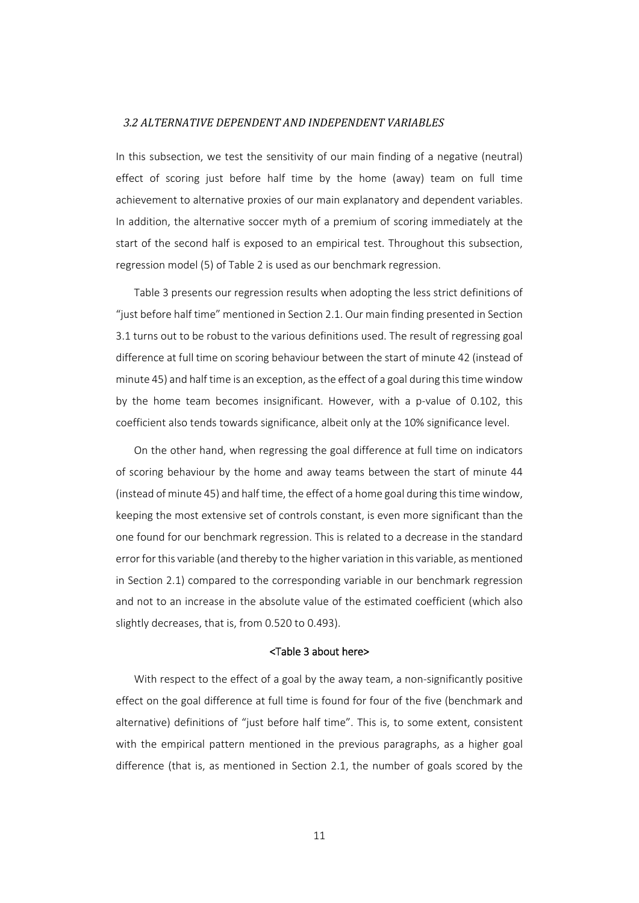### *3.2 ALTERNATIVE DEPENDENT AND INDEPENDENT VARIABLES*

In this subsection, we test the sensitivity of our main finding of a negative (neutral) effect of scoring just before half time by the home (away) team on full time achievement to alternative proxies of our main explanatory and dependent variables. In addition, the alternative soccer myth of a premium of scoring immediately at the start of the second half is exposed to an empirical test. Throughout this subsection, regression model (5) of Table 2 is used as our benchmark regression.

Table 3 presents our regression results when adopting the less strict definitions of "just before half time" mentioned in Section 2.1. Our main finding presented in Section 3.1 turns out to be robust to the various definitions used. The result of regressing goal difference at full time on scoring behaviour between the start of minute 42 (instead of minute 45) and half time is an exception, as the effect of a goal during this time window by the home team becomes insignificant. However, with a p-value of 0.102, this coefficient also tends towards significance, albeit only at the 10% significance level.

On the other hand, when regressing the goal difference at full time on indicators of scoring behaviour by the home and away teams between the start of minute 44 (instead of minute 45) and half time, the effect of a home goal during this time window, keeping the most extensive set of controls constant, is even more significant than the one found for our benchmark regression. This is related to a decrease in the standard error for this variable (and thereby to the higher variation in this variable, as mentioned in Section 2.1) compared to the corresponding variable in our benchmark regression and not to an increase in the absolute value of the estimated coefficient (which also slightly decreases, that is, from 0.520 to 0.493).

<Table 3 about here>

With respect to the effect of a goal by the away team, a non-significantly positive effect on the goal difference at full time is found for four of the five (benchmark and alternative) definitions of "just before half time". This is, to some extent, consistent with the empirical pattern mentioned in the previous paragraphs, as a higher goal difference (that is, as mentioned in Section 2.1, the number of goals scored by the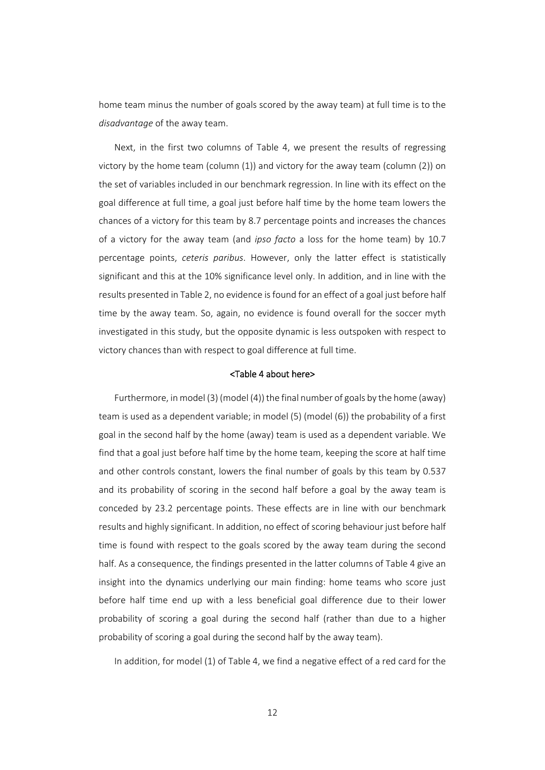home team minus the number of goals scored by the away team) at full time is to the *disadvantage* of the away team.

Next, in the first two columns of Table 4, we present the results of regressing victory by the home team (column (1)) and victory for the away team (column (2)) on the set of variables included in our benchmark regression. In line with its effect on the goal difference at full time, a goal just before half time by the home team lowers the chances of a victory for this team by 8.7 percentage points and increases the chances of a victory for the away team (and *ipso facto* a loss for the home team) by 10.7 percentage points, *ceteris paribus*. However, only the latter effect is statistically significant and this at the 10% significance level only. In addition, and in line with the results presented in Table 2, no evidence is found for an effect of a goal just before half time by the away team. So, again, no evidence is found overall for the soccer myth investigated in this study, but the opposite dynamic is less outspoken with respect to victory chances than with respect to goal difference at full time.

<Table 4 about here>

Furthermore, in model (3) (model (4)) the final number of goals by the home (away) team is used as a dependent variable; in model (5) (model (6)) the probability of a first goal in the second half by the home (away) team is used as a dependent variable. We find that a goal just before half time by the home team, keeping the score at half time and other controls constant, lowers the final number of goals by this team by 0.537 and its probability of scoring in the second half before a goal by the away team is conceded by 23.2 percentage points. These effects are in line with our benchmark results and highly significant. In addition, no effect of scoring behaviour just before half time is found with respect to the goals scored by the away team during the second half. As a consequence, the findings presented in the latter columns of Table 4 give an insight into the dynamics underlying our main finding: home teams who score just before half time end up with a less beneficial goal difference due to their lower probability of scoring a goal during the second half (rather than due to a higher probability of scoring a goal during the second half by the away team).

In addition, for model (1) of Table 4, we find a negative effect of a red card for the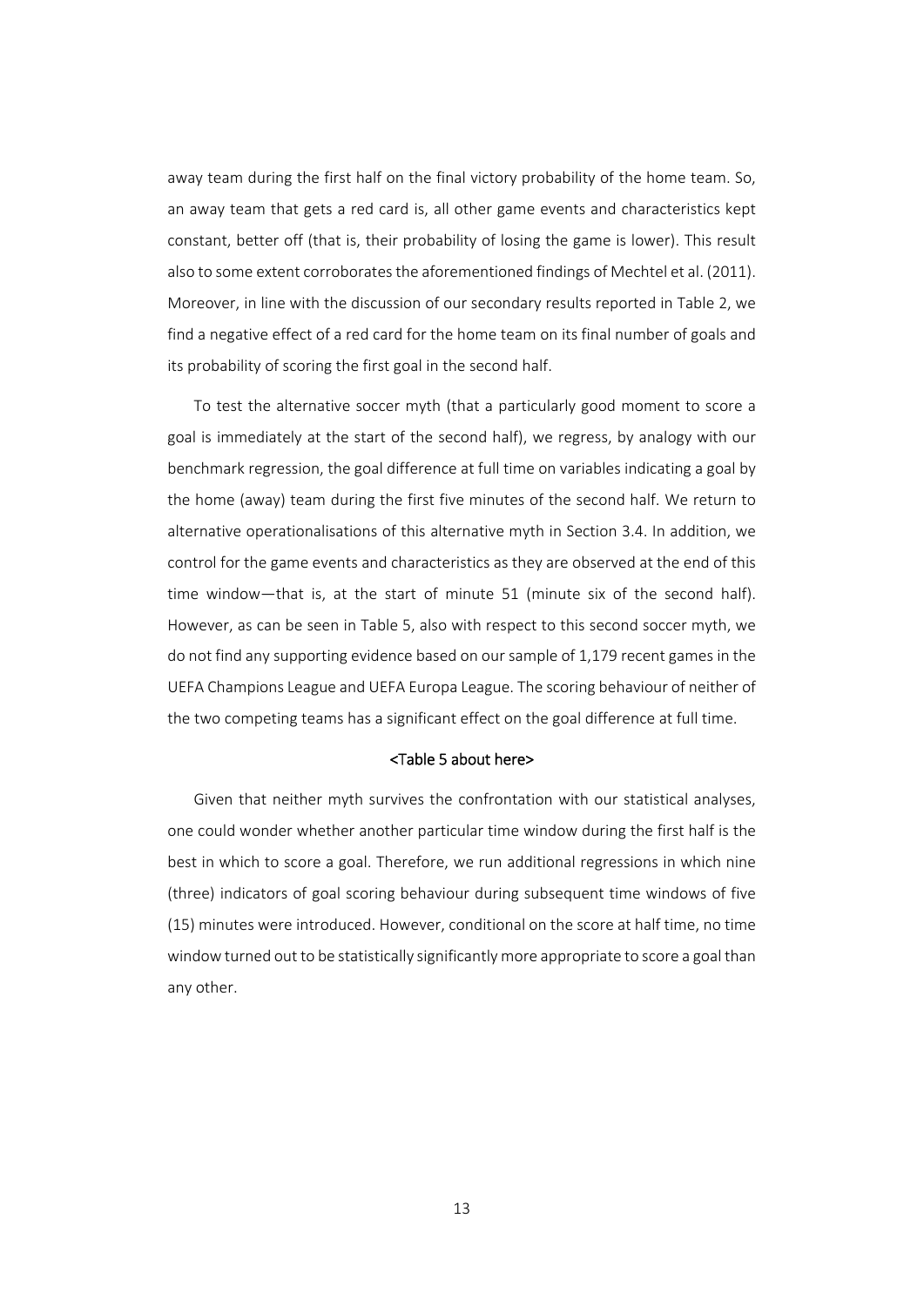away team during the first half on the final victory probability of the home team. So, an away team that gets a red card is, all other game events and characteristics kept constant, better off (that is, their probability of losing the game is lower). This result also to some extent corroborates the aforementioned findings of Mechtel et al. (2011). Moreover, in line with the discussion of our secondary results reported in Table 2, we find a negative effect of a red card for the home team on its final number of goals and its probability of scoring the first goal in the second half.

To test the alternative soccer myth (that a particularly good moment to score a goal is immediately at the start of the second half), we regress, by analogy with our benchmark regression, the goal difference at full time on variables indicating a goal by the home (away) team during the first five minutes of the second half. We return to alternative operationalisations of this alternative myth in Section 3.4. In addition, we control for the game events and characteristics as they are observed at the end of this time window—that is, at the start of minute 51 (minute six of the second half). However, as can be seen in Table 5, also with respect to this second soccer myth, we do not find any supporting evidence based on our sample of 1,179 recent games in the UEFA Champions League and UEFA Europa League. The scoring behaviour of neither of the two competing teams has a significant effect on the goal difference at full time.

<Table 5 about here>

Given that neither myth survives the confrontation with our statistical analyses, one could wonder whether another particular time window during the first half is the best in which to score a goal. Therefore, we run additional regressions in which nine (three) indicators of goal scoring behaviour during subsequent time windows of five (15) minutes were introduced. However, conditional on the score at half time, no time window turned out to be statistically significantly more appropriate to score a goal than any other.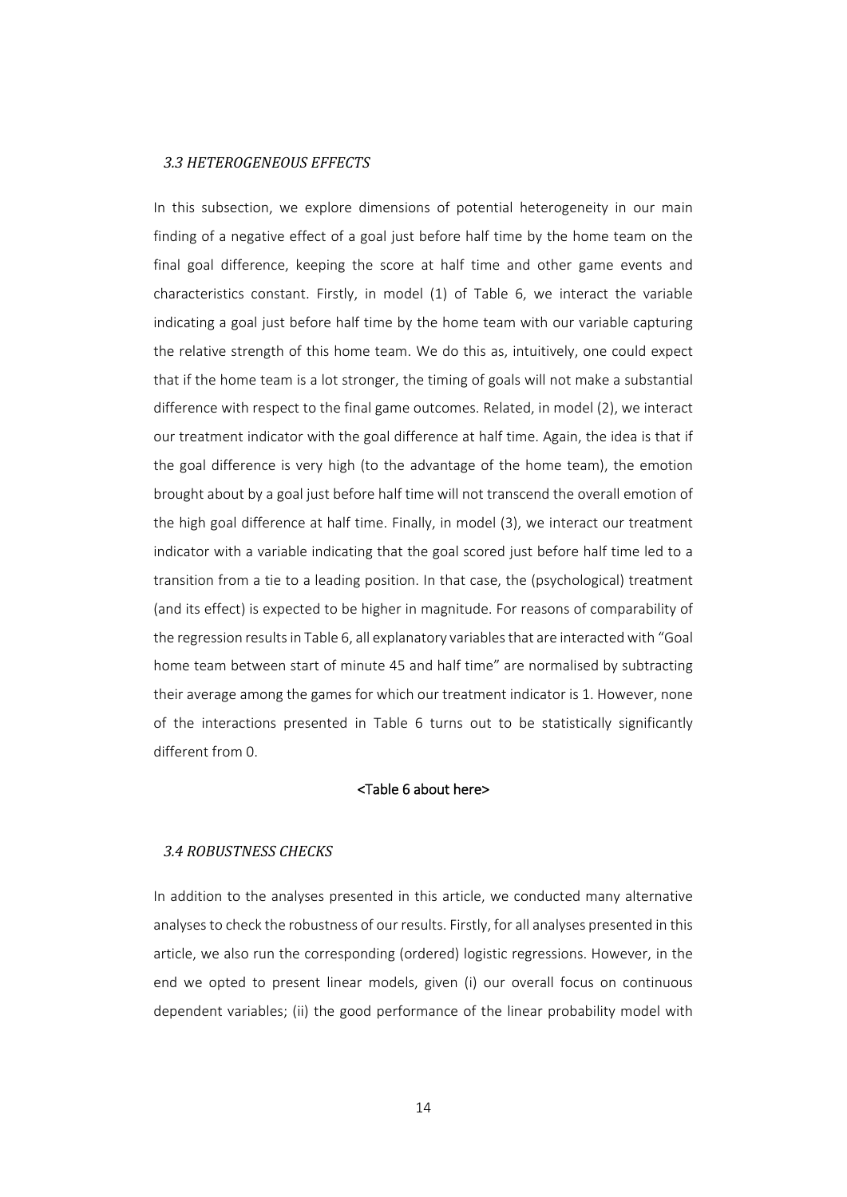### *3.3 HETEROGENEOUS EFFECTS*

In this subsection, we explore dimensions of potential heterogeneity in our main finding of a negative effect of a goal just before half time by the home team on the final goal difference, keeping the score at half time and other game events and characteristics constant. Firstly, in model (1) of Table 6, we interact the variable indicating a goal just before half time by the home team with our variable capturing the relative strength of this home team. We do this as, intuitively, one could expect that if the home team is a lot stronger, the timing of goals will not make a substantial difference with respect to the final game outcomes. Related, in model (2), we interact our treatment indicator with the goal difference at half time. Again, the idea is that if the goal difference is very high (to the advantage of the home team), the emotion brought about by a goal just before half time will not transcend the overall emotion of the high goal difference at half time. Finally, in model (3), we interact our treatment indicator with a variable indicating that the goal scored just before half time led to a transition from a tie to a leading position. In that case, the (psychological) treatment (and its effect) is expected to be higher in magnitude. For reasons of comparability of the regression results in Table 6, all explanatory variables that are interacted with "Goal home team between start of minute 45 and half time" are normalised by subtracting their average among the games for which our treatment indicator is 1. However, none of the interactions presented in Table 6 turns out to be statistically significantly different from 0.

<Table 6 about here>

### *3.4 ROBUSTNESS CHECKS*

In addition to the analyses presented in this article, we conducted many alternative analyses to check the robustness of our results. Firstly, for all analyses presented in this article, we also run the corresponding (ordered) logistic regressions. However, in the end we opted to present linear models, given (i) our overall focus on continuous dependent variables; (ii) the good performance of the linear probability model with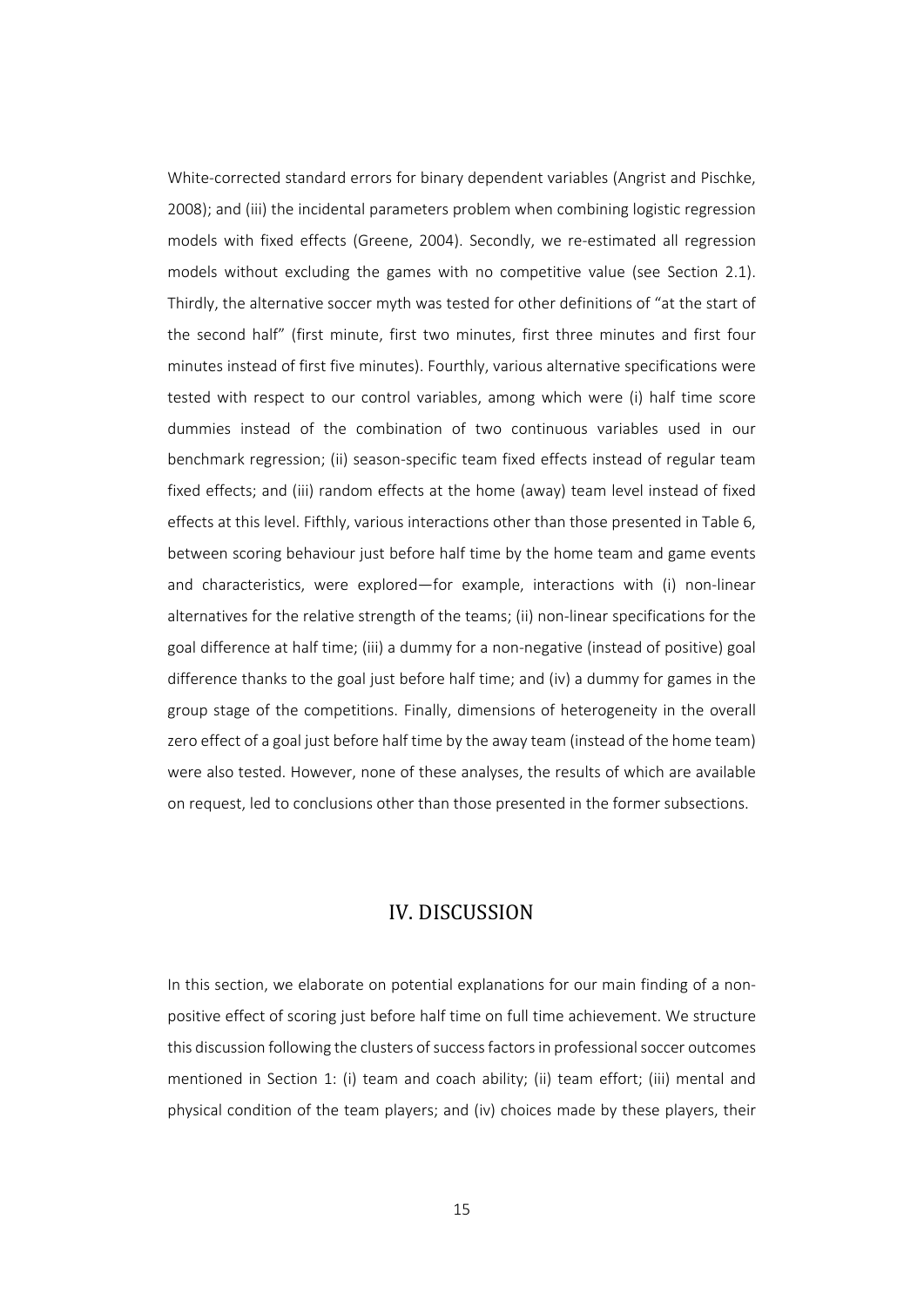White-corrected standard errors for binary dependent variables (Angrist and Pischke, 2008); and (iii) the incidental parameters problem when combining logistic regression models with fixed effects (Greene, 2004). Secondly, we re-estimated all regression models without excluding the games with no competitive value (see Section 2.1). Thirdly, the alternative soccer myth was tested for other definitions of "at the start of the second half" (first minute, first two minutes, first three minutes and first four minutes instead of first five minutes). Fourthly, various alternative specifications were tested with respect to our control variables, among which were (i) half time score dummies instead of the combination of two continuous variables used in our benchmark regression; (ii) season-specific team fixed effects instead of regular team fixed effects; and (iii) random effects at the home (away) team level instead of fixed effects at this level. Fifthly, various interactions other than those presented in Table 6, between scoring behaviour just before half time by the home team and game events and characteristics, were explored—for example, interactions with (i) non-linear alternatives for the relative strength of the teams; (ii) non-linear specifications for the goal difference at half time; (iii) a dummy for a non-negative (instead of positive) goal difference thanks to the goal just before half time; and (iv) a dummy for games in the group stage of the competitions. Finally, dimensions of heterogeneity in the overall zero effect of a goal just before half time by the away team (instead of the home team) were also tested. However, none of these analyses, the results of which are available on request, led to conclusions other than those presented in the former subsections.

# IV. DISCUSSION

In this section, we elaborate on potential explanations for our main finding of a non-positive effect of scoring just before half time on full time achievement. We structure this discussion following the clusters of success factors in professional soccer outcomes mentioned in Section 1: (i) team and coach ability; (ii) team effort; (iii) mental and physical condition of the team players; and (iv) choices made by these players, their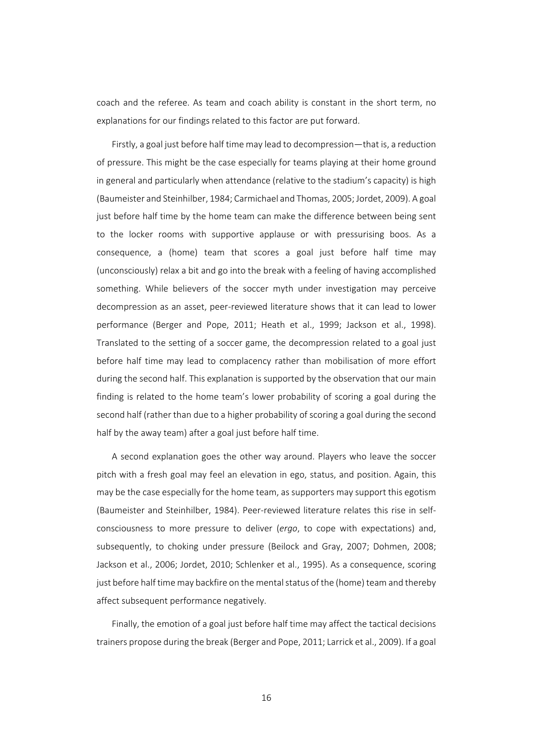coach and the referee. As team and coach ability is constant in the short term, no explanations for our findings related to this factor are put forward.

Firstly, a goal just before half time may lead to decompression—that is, a reduction of pressure. This might be the case especially for teams playing at their home ground in general and particularly when attendance (relative to the stadium's capacity) is high (Baumeister and Steinhilber, 1984; Carmichael and Thomas, 2005; Jordet, 2009). A goal just before half time by the home team can make the difference between being sent to the locker rooms with supportive applause or with pressurising boos. As a consequence, a (home) team that scores a goal just before half time may (unconsciously) relax a bit and go into the break with a feeling of having accomplished something. While believers of the soccer myth under investigation may perceive decompression as an asset, peer-reviewed literature shows that it can lead to lower performance (Berger and Pope, 2011; Heath et al., 1999; Jackson et al., 1998). Translated to the setting of a soccer game, the decompression related to a goal just before half time may lead to complacency rather than mobilisation of more effort during the second half. This explanation is supported by the observation that our main finding is related to the home team's lower probability of scoring a goal during the second half (rather than due to a higher probability of scoring a goal during the second half by the away team) after a goal just before half time.

A second explanation goes the other way around. Players who leave the soccer pitch with a fresh goal may feel an elevation in ego, status, and position. Again, this may be the case especially for the home team, as supporters may support this egotism (Baumeister and Steinhilber, 1984). Peer-reviewed literature relates this rise in self-consciousness to more pressure to deliver (*ergo*, to cope with expectations) and, subsequently, to choking under pressure (Beilock and Gray, 2007; Dohmen, 2008; Jackson et al., 2006; Jordet, 2010; Schlenker et al., 1995). As a consequence, scoring just before half time may backfire on the mental status of the (home) team and thereby affect subsequent performance negatively.

Finally, the emotion of a goal just before half time may affect the tactical decisions trainers propose during the break (Berger and Pope, 2011; Larrick et al., 2009). If a goal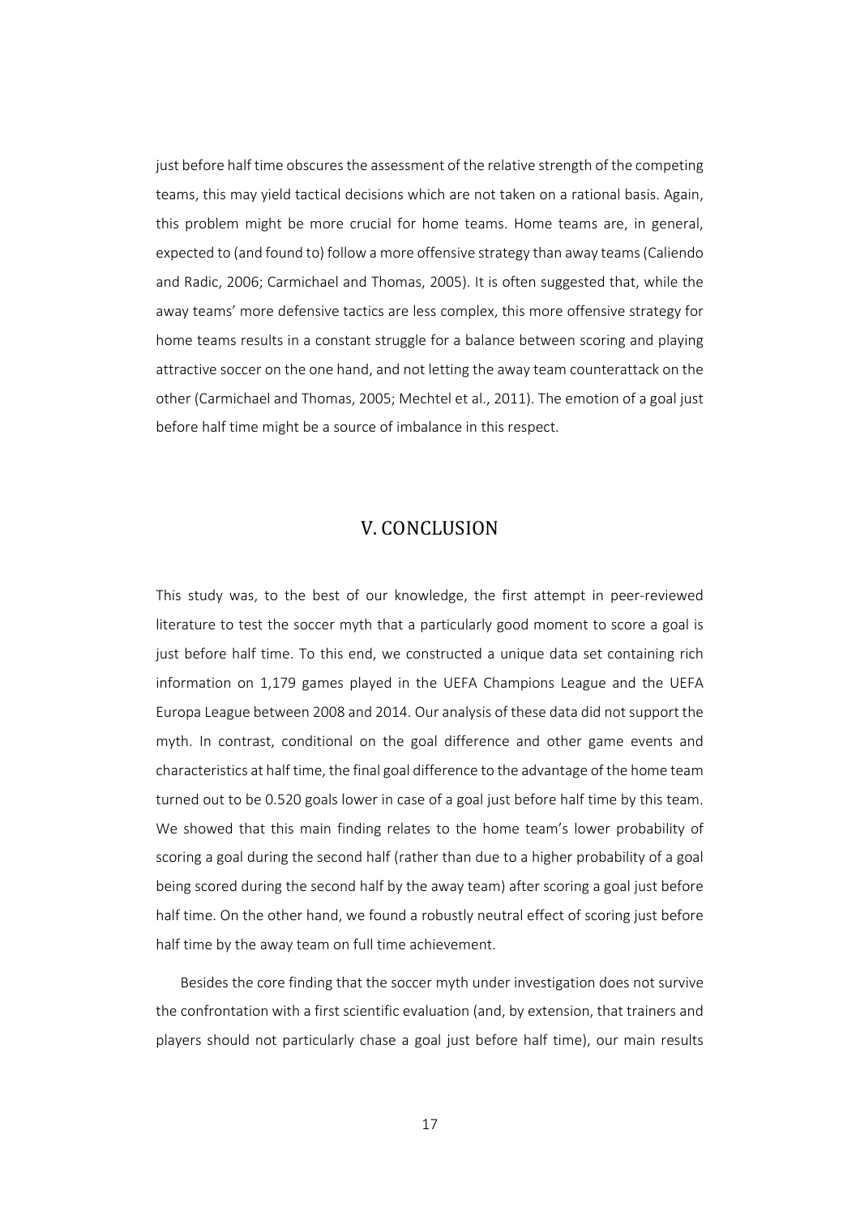just before half time obscures the assessment of the relative strength of the competing teams, this may yield tactical decisions which are not taken on a rational basis. Again, this problem might be more crucial for home teams. Home teams are, in general, expected to (and found to) follow a more offensive strategy than away teams (Caliendo and Radic, 2006; Carmichael and Thomas, 2005). It is often suggested that, while the away teams' more defensive tactics are less complex, this more offensive strategy for home teams results in a constant struggle for a balance between scoring and playing attractive soccer on the one hand, and not letting the away team counterattack on the other (Carmichael and Thomas, 2005; Mechtel et al., 2011). The emotion of a goal just before half time might be a source of imbalance in this respect.

## V. CONCLUSION

This study was, to the best of our knowledge, the first attempt in peer-reviewed literature to test the soccer myth that a particularly good moment to score a goal is just before half time. To this end, we constructed a unique data set containing rich information on 1,179 games played in the UEFA Champions League and the UEFA Europa League between 2008 and 2014. Our analysis of these data did not support the myth. In contrast, conditional on the goal difference and other game events and characteristics at half time, the final goal difference to the advantage of the home team turned out to be 0.520 goals lower in case of a goal just before half time by this team. We showed that this main finding relates to the home team's lower probability of scoring a goal during the second half (rather than due to a higher probability of a goal being scored during the second half by the away team) after scoring a goal just before half time. On the other hand, we found a robustly neutral effect of scoring just before half time by the away team on full time achievement.

Besides the core finding that the soccer myth under investigation does not survive the confrontation with a first scientific evaluation (and, by extension, that trainers and players should not particularly chase a goal just before half time), our main results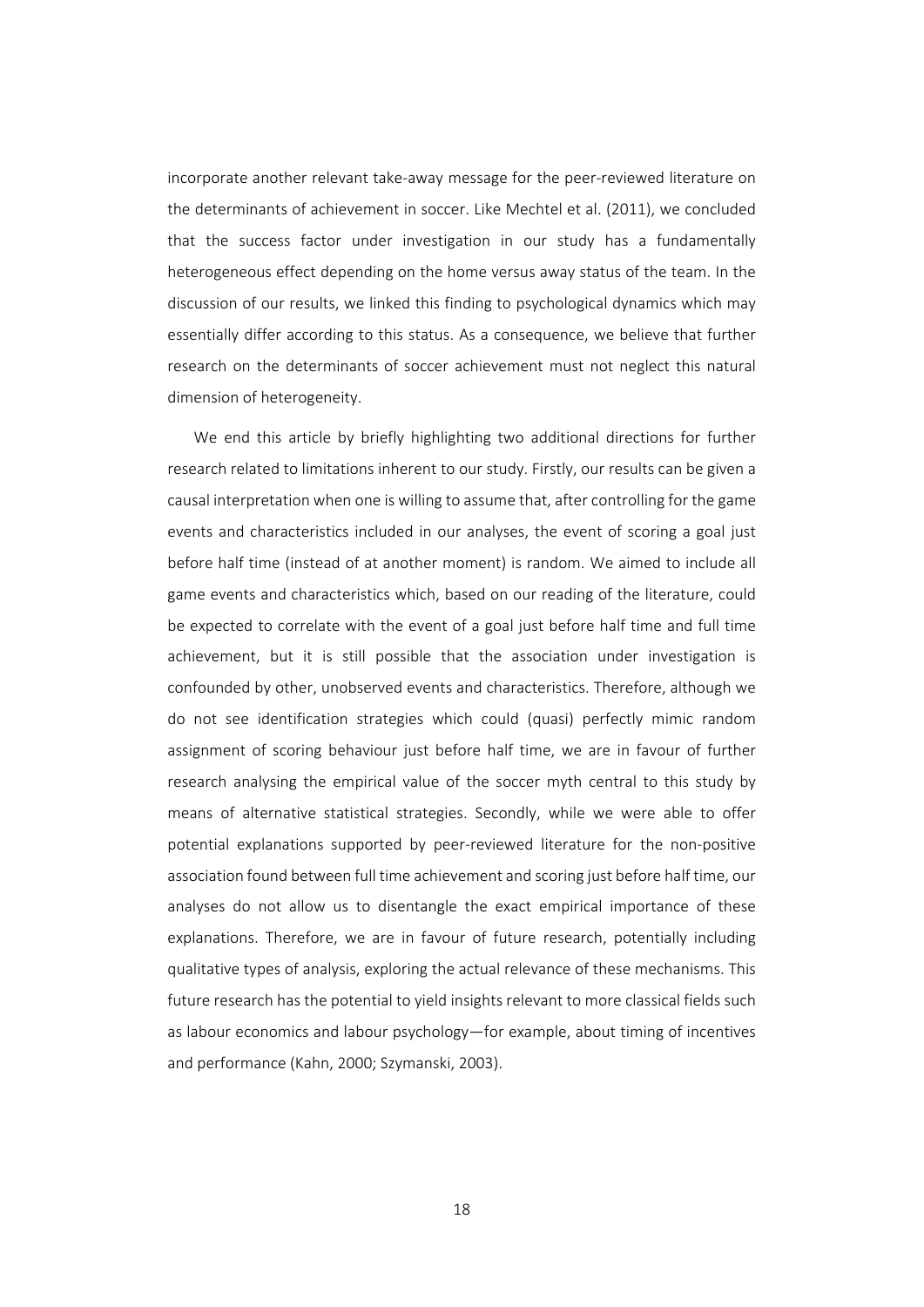incorporate another relevant take-away message for the peer-reviewed literature on the determinants of achievement in soccer. Like Mechtel et al. (2011), we concluded that the success factor under investigation in our study has a fundamentally heterogeneous effect depending on the home versus away status of the team. In the discussion of our results, we linked this finding to psychological dynamics which may essentially differ according to this status. As a consequence, we believe that further research on the determinants of soccer achievement must not neglect this natural dimension of heterogeneity.

We end this article by briefly highlighting two additional directions for further research related to limitations inherent to our study. Firstly, our results can be given a causal interpretation when one is willing to assume that, after controlling for the game events and characteristics included in our analyses, the event of scoring a goal just before half time (instead of at another moment) is random. We aimed to include all game events and characteristics which, based on our reading of the literature, could be expected to correlate with the event of a goal just before half time and full time achievement, but it is still possible that the association under investigation is confounded by other, unobserved events and characteristics. Therefore, although we do not see identification strategies which could (quasi) perfectly mimic random assignment of scoring behaviour just before half time, we are in favour of further research analysing the empirical value of the soccer myth central to this study by means of alternative statistical strategies. Secondly, while we were able to offer potential explanations supported by peer-reviewed literature for the non-positive association found between full time achievement and scoring just before half time, our analyses do not allow us to disentangle the exact empirical importance of these explanations. Therefore, we are in favour of future research, potentially including qualitative types of analysis, exploring the actual relevance of these mechanisms. This future research has the potential to yield insights relevant to more classical fields such as labour economics and labour psychology—for example, about timing of incentives and performance (Kahn, 2000; Szymanski, 2003).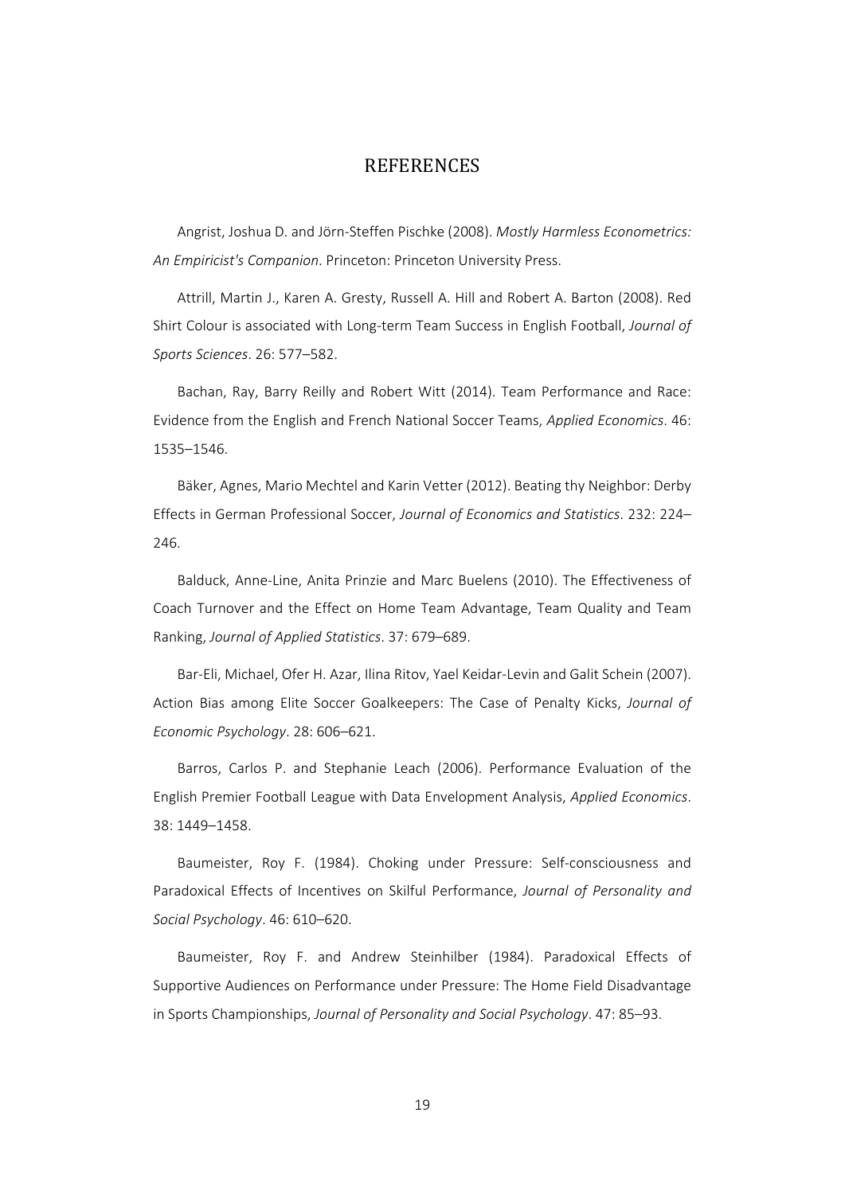# REFERENCES

Angrist, Joshua D. and Jörn-Steffen Pischke (2008). *Mostly Harmless Econometrics: An Empiricist's Companion*. Princeton: Princeton University Press.

Attrill, Martin J., Karen A. Gresty, Russell A. Hill and Robert A. Barton (2008). Red Shirt Colour is associated with Long-term Team Success in English Football, *Journal of Sports Sciences*. 26: 577–582.

Bachan, Ray, Barry Reilly and Robert Witt (2014). Team Performance and Race: Evidence from the English and French National Soccer Teams, *Applied Economics*. 46: 1535–1546.

Bäker, Agnes, Mario Mechtel and Karin Vetter (2012). Beating thy Neighbor: Derby Effects in German Professional Soccer, *Journal of Economics and Statistics*. 232: 224–246.

Balduck, Anne-Line, Anita Prinzie and Marc Buelens (2010). The Effectiveness of Coach Turnover and the Effect on Home Team Advantage, Team Quality and Team Ranking, *Journal of Applied Statistics*. 37: 679–689.

Bar-Eli, Michael, Ofer H. Azar, Ilina Ritov, Yael Keidar-Levin and Galit Schein (2007). Action Bias among Elite Soccer Goalkeepers: The Case of Penalty Kicks, *Journal of Economic Psychology*. 28: 606–621.

Barros, Carlos P. and Stephanie Leach (2006). Performance Evaluation of the English Premier Football League with Data Envelopment Analysis, *Applied Economics*. 38: 1449–1458.

Baumeister, Roy F. (1984). Choking under Pressure: Self-consciousness and Paradoxical Effects of Incentives on Skilful Performance, *Journal of Personality and Social Psychology*. 46: 610–620.

Baumeister, Roy F. and Andrew Steinhilber (1984). Paradoxical Effects of Supportive Audiences on Performance under Pressure: The Home Field Disadvantage in Sports Championships, *Journal of Personality and Social Psychology*. 47: 85–93.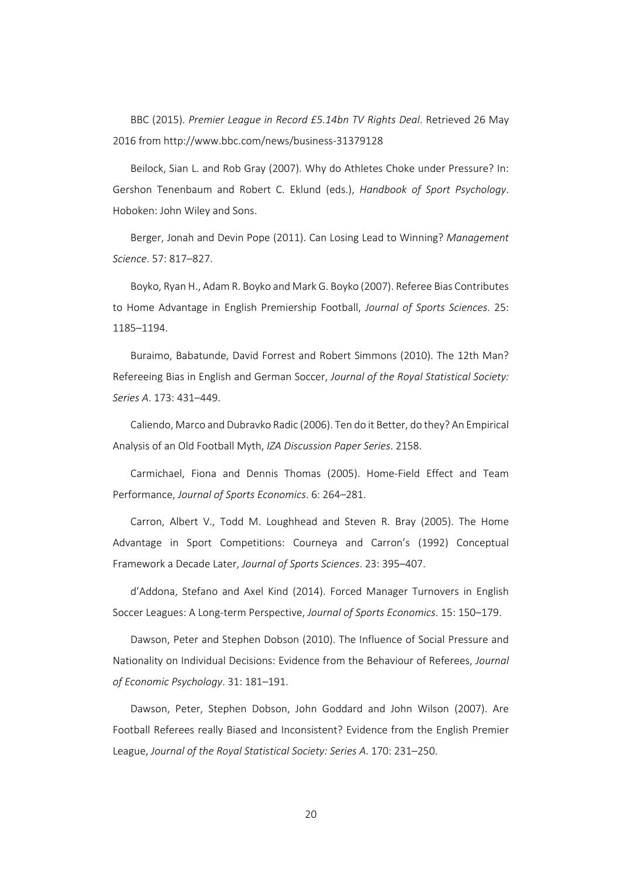BBC (2015). *Premier League in Record £5.14bn TV Rights Deal*. Retrieved 26 May 2016 from http://www.bbc.com/news/business-31379128

Beilock, Sian L. and Rob Gray (2007). Why do Athletes Choke under Pressure? In: Gershon Tenenbaum and Robert C. Eklund (eds.), *Handbook of Sport Psychology*. Hoboken: John Wiley and Sons.

Berger, Jonah and Devin Pope (2011). Can Losing Lead to Winning? *Management Science*. 57: 817–827.

Boyko, Ryan H., Adam R. Boyko and Mark G. Boyko (2007). Referee Bias Contributes to Home Advantage in English Premiership Football, *Journal of Sports Sciences*. 25: 1185–1194.

Buraimo, Babatunde, David Forrest and Robert Simmons (2010). The 12th Man? Refereeing Bias in English and German Soccer, *Journal of the Royal Statistical Society: Series A*. 173: 431–449.

Caliendo, Marco and Dubravko Radic (2006). Ten do it Better, do they? An Empirical Analysis of an Old Football Myth, *IZA Discussion Paper Series*. 2158.

Carmichael, Fiona and Dennis Thomas (2005). Home-Field Effect and Team Performance, *Journal of Sports Economics*. 6: 264–281.

Carron, Albert V., Todd M. Loughhead and Steven R. Bray (2005). The Home Advantage in Sport Competitions: Courneya and Carron's (1992) Conceptual Framework a Decade Later, *Journal of Sports Sciences*. 23: 395–407.

d'Addona, Stefano and Axel Kind (2014). Forced Manager Turnovers in English Soccer Leagues: A Long-term Perspective, *Journal of Sports Economics*. 15: 150–179.

Dawson, Peter and Stephen Dobson (2010). The Influence of Social Pressure and Nationality on Individual Decisions: Evidence from the Behaviour of Referees, *Journal of Economic Psychology*. 31: 181–191.

Dawson, Peter, Stephen Dobson, John Goddard and John Wilson (2007). Are Football Referees really Biased and Inconsistent? Evidence from the English Premier League, *Journal of the Royal Statistical Society: Series A*. 170: 231–250.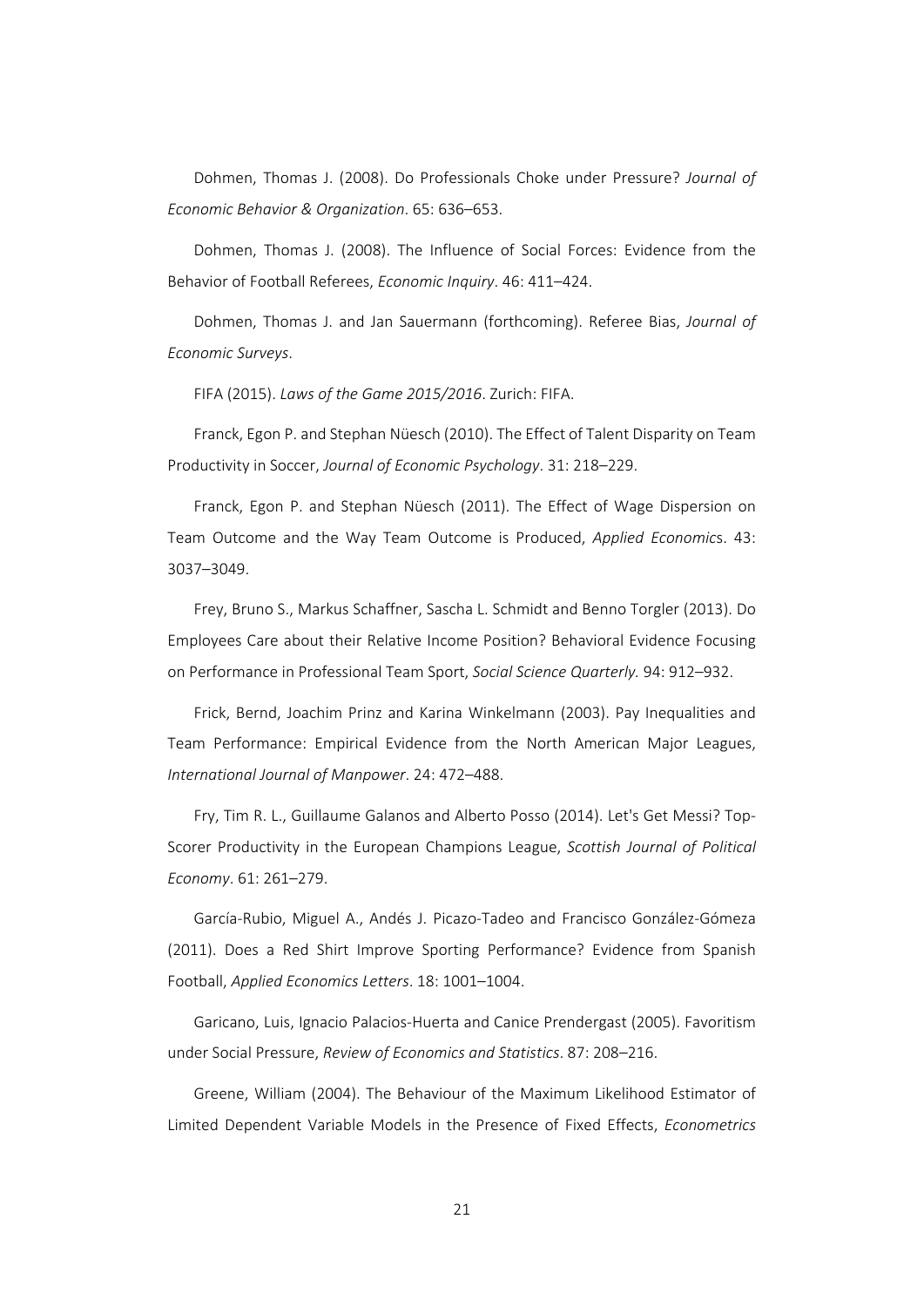Dohmen, Thomas J. (2008). Do Professionals Choke under Pressure? *Journal of Economic Behavior & Organization*. 65: 636–653.

Dohmen, Thomas J. (2008). The Influence of Social Forces: Evidence from the Behavior of Football Referees, *Economic Inquiry*. 46: 411–424.

Dohmen, Thomas J. and Jan Sauermann (forthcoming). Referee Bias, *Journal of Economic Surveys*.

FIFA (2015). *Laws of the Game 2015/2016*. Zurich: FIFA.

Franck, Egon P. and Stephan Nüesch (2010). The Effect of Talent Disparity on Team Productivity in Soccer, *Journal of Economic Psychology*. 31: 218–229.

Franck, Egon P. and Stephan Nüesch (2011). The Effect of Wage Dispersion on Team Outcome and the Way Team Outcome is Produced, *Applied Economics*. 43: 3037–3049.

Frey, Bruno S., Markus Schaffner, Sascha L. Schmidt and Benno Torgler (2013). Do Employees Care about their Relative Income Position? Behavioral Evidence Focusing on Performance in Professional Team Sport, *Social Science Quarterly*. 94: 912–932.

Frick, Bernd, Joachim Prinz and Karina Winkelmann (2003). Pay Inequalities and Team Performance: Empirical Evidence from the North American Major Leagues, *International Journal of Manpower*. 24: 472–488.

Fry, Tim R. L., Guillaume Galanos and Alberto Posso (2014). Let's Get Messi? Top-Scorer Productivity in the European Champions League, *Scottish Journal of Political Economy*. 61: 261–279.

García-Rubio, Miguel A., Andés J. Picazo-Tadeo and Francisco González-Gómeza (2011). Does a Red Shirt Improve Sporting Performance? Evidence from Spanish Football, *Applied Economics Letters*. 18: 1001–1004.

Garicano, Luis, Ignacio Palacios-Huerta and Canice Prendergast (2005). Favoritism under Social Pressure, *Review of Economics and Statistics*. 87: 208–216.

Greene, William (2004). The Behaviour of the Maximum Likelihood Estimator of Limited Dependent Variable Models in the Presence of Fixed Effects, *Econometrics*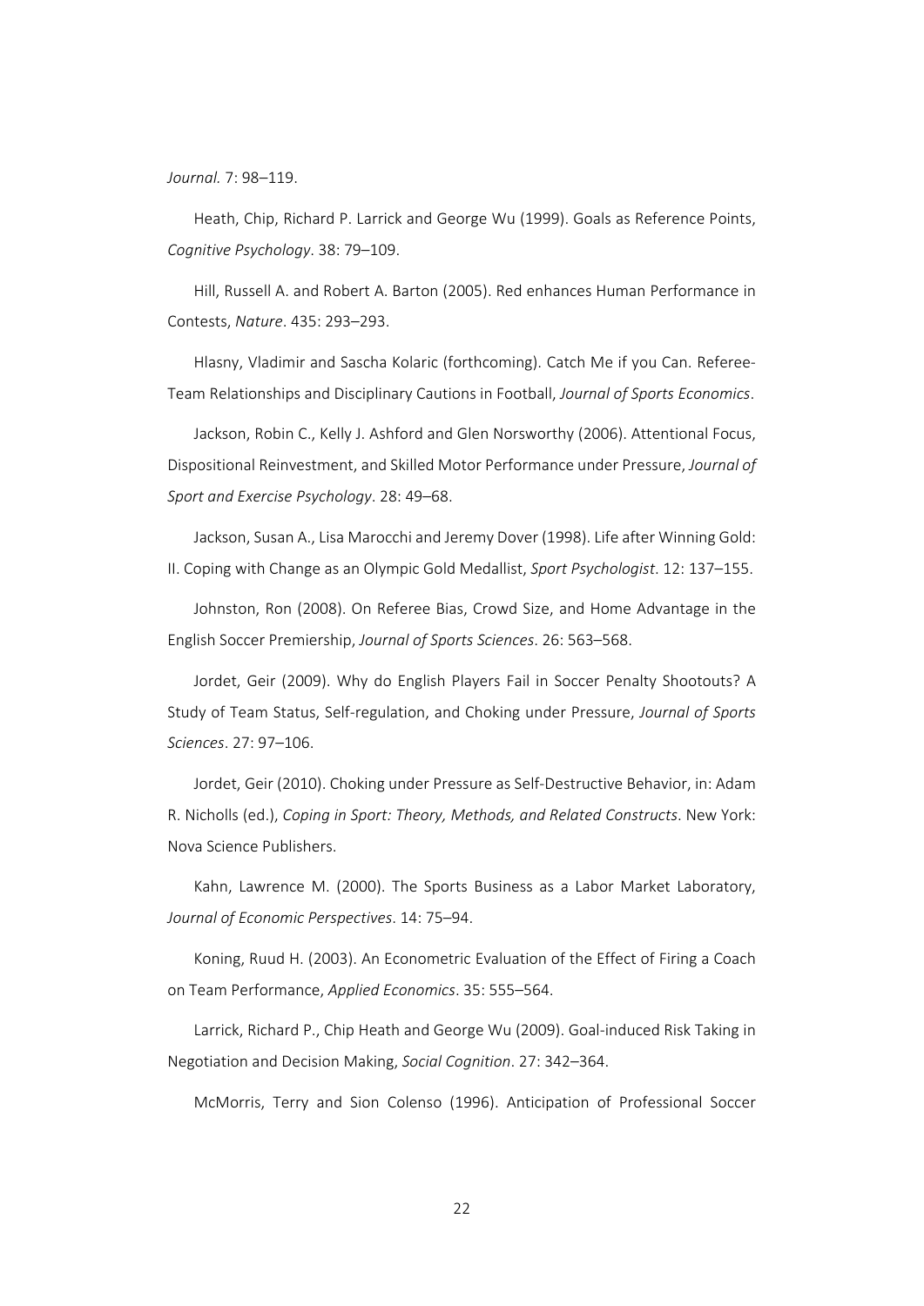*Journal.* 7: 98–119.

Heath, Chip, Richard P. Larrick and George Wu (1999). Goals as Reference Points, *Cognitive Psychology*. 38: 79–109.

Hill, Russell A. and Robert A. Barton (2005). Red enhances Human Performance in Contests, *Nature*. 435: 293–293.

Hlasny, Vladimir and Sascha Kolaric (forthcoming). Catch Me if you Can. Referee-Team Relationships and Disciplinary Cautions in Football, *Journal of Sports Economics*.

Jackson, Robin C., Kelly J. Ashford and Glen Norsworthy (2006). Attentional Focus, Dispositional Reinvestment, and Skilled Motor Performance under Pressure, *Journal of Sport and Exercise Psychology*. 28: 49–68.

Jackson, Susan A., Lisa Marocchi and Jeremy Dover (1998). Life after Winning Gold: II. Coping with Change as an Olympic Gold Medallist, *Sport Psychologist*. 12: 137–155.

Johnston, Ron (2008). On Referee Bias, Crowd Size, and Home Advantage in the English Soccer Premiership, *Journal of Sports Sciences*. 26: 563–568.

Jordet, Geir (2009). Why do English Players Fail in Soccer Penalty Shootouts? A Study of Team Status, Self-regulation, and Choking under Pressure, *Journal of Sports Sciences*. 27: 97–106.

Jordet, Geir (2010). Choking under Pressure as Self-Destructive Behavior, in: Adam R. Nicholls (ed.), *Coping in Sport: Theory, Methods, and Related Constructs*. New York: Nova Science Publishers.

Kahn, Lawrence M. (2000). The Sports Business as a Labor Market Laboratory, *Journal of Economic Perspectives*. 14: 75–94.

Koning, Ruud H. (2003). An Econometric Evaluation of the Effect of Firing a Coach on Team Performance, *Applied Economics*. 35: 555–564.

Larrick, Richard P., Chip Heath and George Wu (2009). Goal-induced Risk Taking in Negotiation and Decision Making, *Social Cognition*. 27: 342–364.

McMorris, Terry and Sion Colenso (1996). Anticipation of Professional Soccer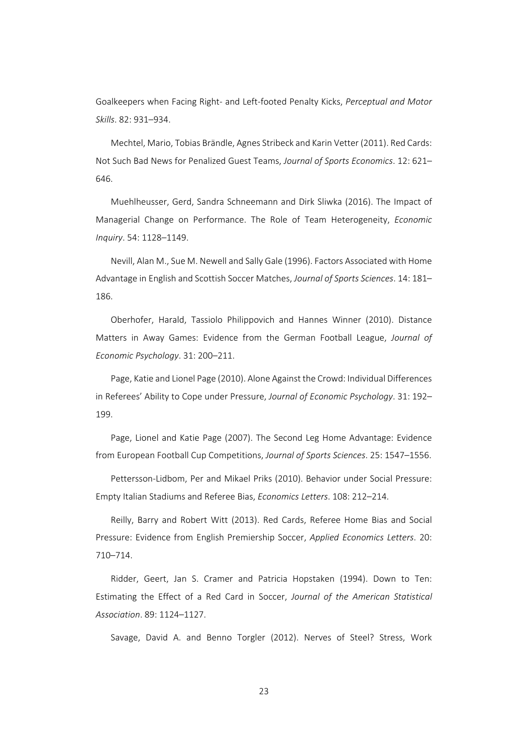Goalkeepers when Facing Right- and Left-footed Penalty Kicks, *Perceptual and Motor Skills*. 82: 931–934.

Mechtel, Mario, Tobias Brändle, Agnes Stribeck and Karin Vetter (2011). Red Cards: Not Such Bad News for Penalized Guest Teams, *Journal of Sports Economics*. 12: 621–646.

Muehlheusser, Gerd, Sandra Schneemann and Dirk Sliwka (2016). The Impact of Managerial Change on Performance. The Role of Team Heterogeneity, *Economic Inquiry*. 54: 1128–1149.

Nevill, Alan M., Sue M. Newell and Sally Gale (1996). Factors Associated with Home Advantage in English and Scottish Soccer Matches, *Journal of Sports Sciences*. 14: 181–186.

Oberhofer, Harald, Tassiolo Philippovich and Hannes Winner (2010). Distance Matters in Away Games: Evidence from the German Football League, *Journal of Economic Psychology*. 31: 200–211.

Page, Katie and Lionel Page (2010). Alone Against the Crowd: Individual Differences in Referees' Ability to Cope under Pressure, *Journal of Economic Psychology*. 31: 192–199.

Page, Lionel and Katie Page (2007). The Second Leg Home Advantage: Evidence from European Football Cup Competitions, *Journal of Sports Sciences*. 25: 1547–1556.

Pettersson-Lidbom, Per and Mikael Priks (2010). Behavior under Social Pressure: Empty Italian Stadiums and Referee Bias, *Economics Letters*. 108: 212–214.

Reilly, Barry and Robert Witt (2013). Red Cards, Referee Home Bias and Social Pressure: Evidence from English Premiership Soccer, *Applied Economics Letters*. 20: 710–714.

Ridder, Geert, Jan S. Cramer and Patricia Hopstaken (1994). Down to Ten: Estimating the Effect of a Red Card in Soccer, *Journal of the American Statistical Association*. 89: 1124–1127.

Savage, David A. and Benno Torgler (2012). Nerves of Steel? Stress, Work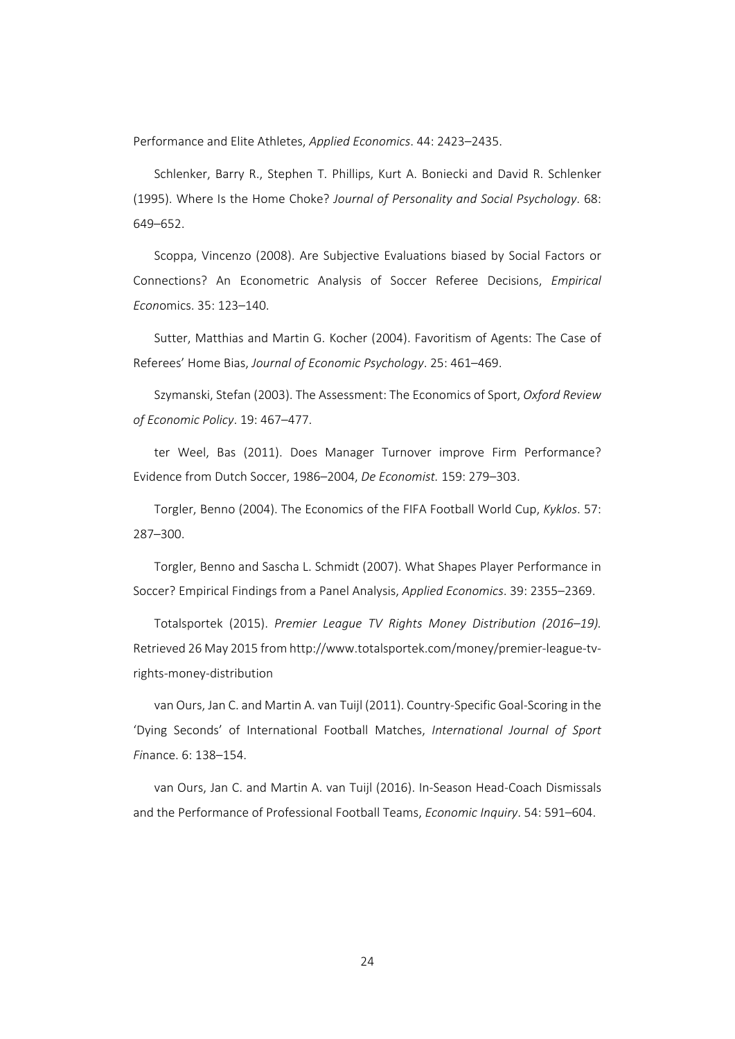Performance and Elite Athletes, *Applied Economics*. 44: 2423–2435.

Schlenker, Barry R., Stephen T. Phillips, Kurt A. Boniecki and David R. Schlenker (1995). Where Is the Home Choke? *Journal of Personality and Social Psychology*. 68: 649–652.

Scoppa, Vincenzo (2008). Are Subjective Evaluations biased by Social Factors or Connections? An Econometric Analysis of Soccer Referee Decisions, *Empirical Econ*omics. 35: 123–140.

Sutter, Matthias and Martin G. Kocher (2004). Favoritism of Agents: The Case of Referees' Home Bias, *Journal of Economic Psychology*. 25: 461–469.

Szymanski, Stefan (2003). The Assessment: The Economics of Sport, *Oxford Review of Economic Policy*. 19: 467–477.

ter Weel, Bas (2011). Does Manager Turnover improve Firm Performance? Evidence from Dutch Soccer, 1986–2004, *De Economist.* 159: 279–303.

Torgler, Benno (2004). The Economics of the FIFA Football World Cup, *Kyklos*. 57: 287–300.

Torgler, Benno and Sascha L. Schmidt (2007). What Shapes Player Performance in Soccer? Empirical Findings from a Panel Analysis, *Applied Economics*. 39: 2355–2369.

Totalsportek (2015). *Premier League TV Rights Money Distribution (2016–19).* Retrieved 26 May 2015 from http://www.totalsportek.com/money/premier-league-tv-rights-money-distribution

van Ours, Jan C. and Martin A. van Tuijl (2011). Country-Specific Goal-Scoring in the 'Dying Seconds' of International Football Matches, *International Journal of Sport Fi*nance. 6: 138–154.

van Ours, Jan C. and Martin A. van Tuijl (2016). In-Season Head-Coach Dismissals and the Performance of Professional Football Teams, *Economic Inquiry*. 54: 591–604.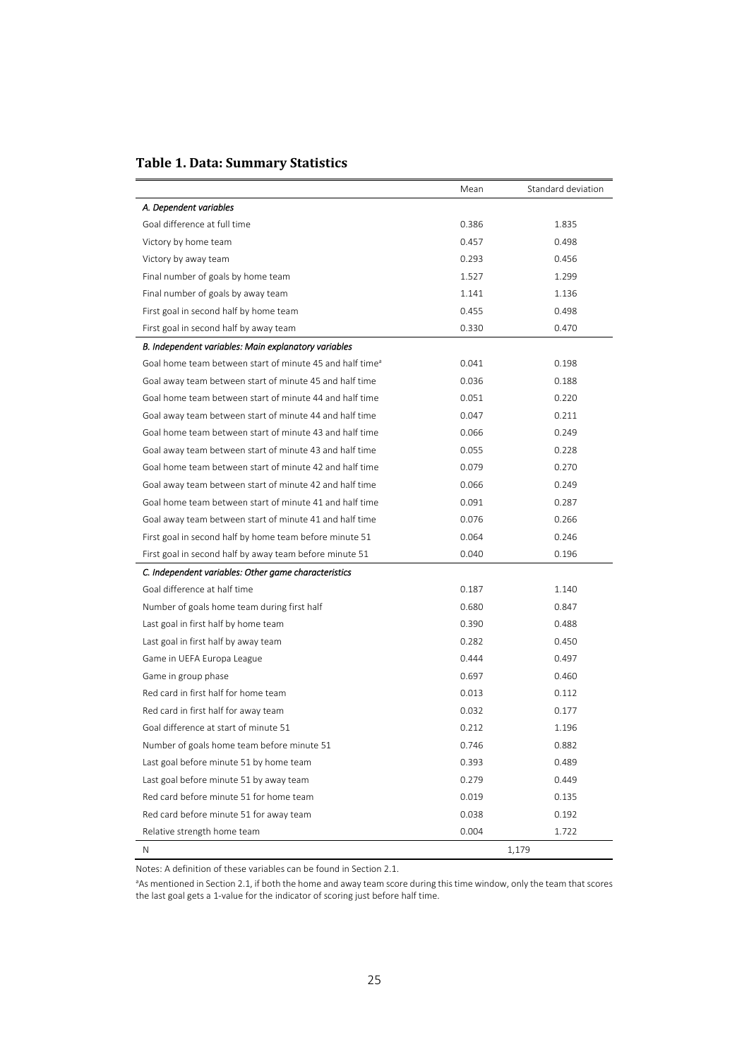## Table 1. Data: Summary Statistics

| | Mean | Standard deviation |
|---|---|---|
| *A. Dependent variables* | | |
| Goal difference at full time | 0.386 | 1.835 |
| Victory by home team | 0.457 | 0.498 |
| Victory by away team | 0.293 | 0.456 |
| Final number of goals by home team | 1.527 | 1.299 |
| Final number of goals by away team | 1.141 | 1.136 |
| First goal in second half by home team | 0.455 | 0.498 |
| First goal in second half by away team | 0.330 | 0.470 |
| *B. Independent variables: Main explanatory variables* | | |
| Goal home team between start of minute 45 and half time[a] | 0.041 | 0.198 |
| Goal away team between start of minute 45 and half time | 0.036 | 0.188 |
| Goal home team between start of minute 44 and half time | 0.051 | 0.220 |
| Goal away team between start of minute 44 and half time | 0.047 | 0.211 |
| Goal home team between start of minute 43 and half time | 0.066 | 0.249 |
| Goal away team between start of minute 43 and half time | 0.055 | 0.228 |
| Goal home team between start of minute 42 and half time | 0.079 | 0.270 |
| Goal away team between start of minute 42 and half time | 0.066 | 0.249 |
| Goal home team between start of minute 41 and half time | 0.091 | 0.287 |
| Goal away team between start of minute 41 and half time | 0.076 | 0.266 |
| First goal in second half by home team before minute 51 | 0.064 | 0.246 |
| First goal in second half by away team before minute 51 | 0.040 | 0.196 |
| *C. Independent variables: Other game characteristics* | | |
| Goal difference at half time | 0.187 | 1.140 |
| Number of goals home team during first half | 0.680 | 0.847 |
| Last goal in first half by home team | 0.390 | 0.488 |
| Last goal in first half by away team | 0.282 | 0.450 |
| Game in UEFA Europa League | 0.444 | 0.497 |
| Game in group phase | 0.697 | 0.460 |
| Red card in first half for home team | 0.013 | 0.112 |
| Red card in first half for away team | 0.032 | 0.177 |
| Goal difference at start of minute 51 | 0.212 | 1.196 |
| Number of goals home team before minute 51 | 0.746 | 0.882 |
| Last goal before minute 51 by home team | 0.393 | 0.489 |
| Last goal before minute 51 by away team | 0.279 | 0.449 |
| Red card before minute 51 for home team | 0.019 | 0.135 |
| Red card before minute 51 for away team | 0.038 | 0.192 |
| Relative strength home team | 0.004 | 1.722 |
| N | 1,179 | |

Notes: A definition of these variables can be found in Section 2.1.

[a]As mentioned in Section 2.1, if both the home and away team score during this time window, only the team that scores the last goal gets a 1-value for the indicator of scoring just before half time.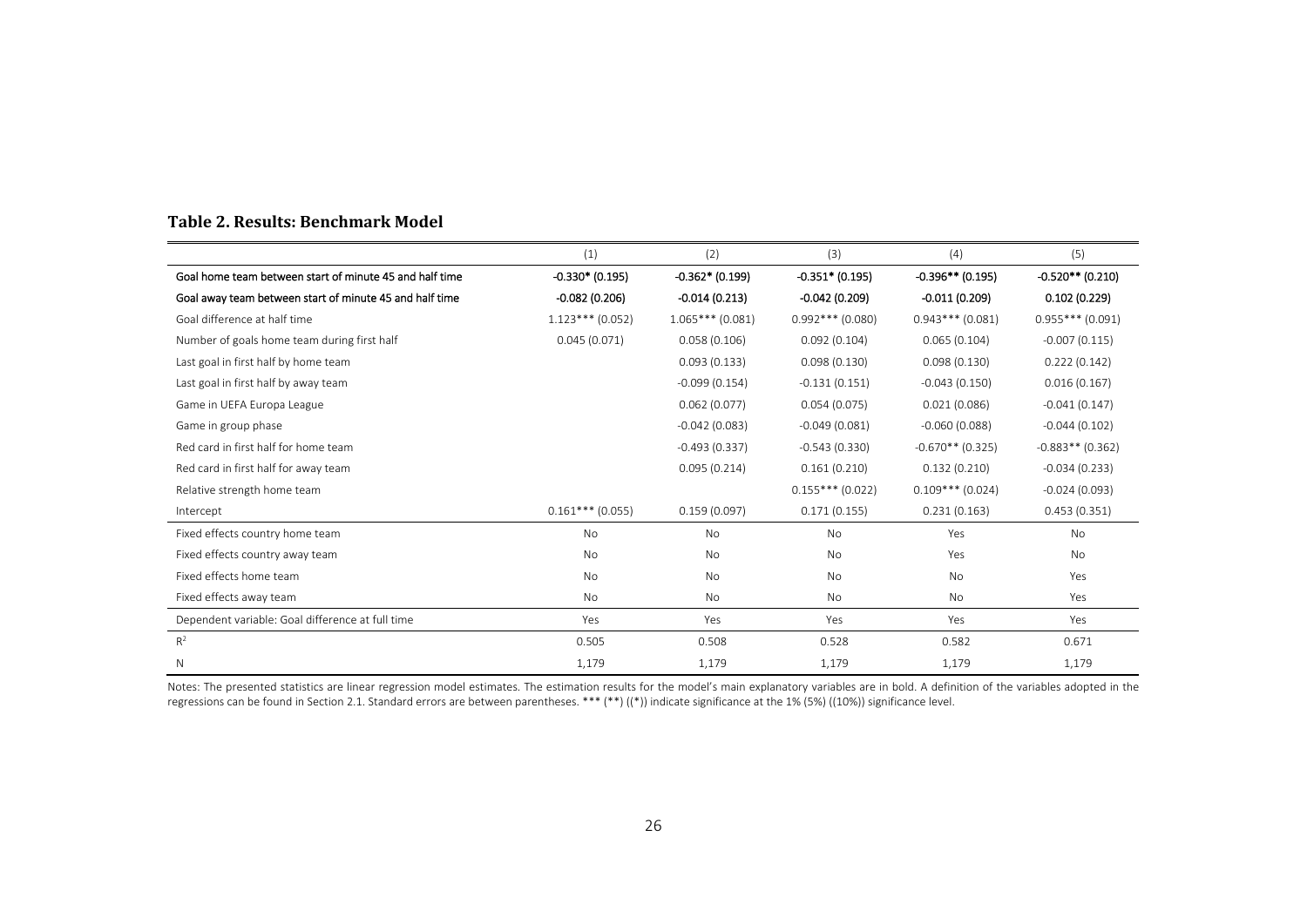**Table 2. Results: Benchmark Model**

| | (1) | (2) | (3) | (4) | (5) |
|---|---|---|---|---|---|
| **Goal home team between start of minute 45 and half time** | **-0.330* (0.195)** | **-0.362* (0.199)** | **-0.351* (0.195)** | **-0.396** (0.195)** | **-0.520** (0.210)** |
| **Goal away team between start of minute 45 and half time** | **-0.082 (0.206)** | **-0.014 (0.213)** | **-0.042 (0.209)** | **-0.011 (0.209)** | **0.102 (0.229)** |
| Goal difference at half time | 1.123*** (0.052) | 1.065*** (0.081) | 0.992*** (0.080) | 0.943*** (0.081) | 0.955*** (0.091) |
| Number of goals home team during first half | 0.045 (0.071) | 0.058 (0.106) | 0.092 (0.104) | 0.065 (0.104) | -0.007 (0.115) |
| Last goal in first half by home team | | 0.093 (0.133) | 0.098 (0.130) | 0.098 (0.130) | 0.222 (0.142) |
| Last goal in first half by away team | | -0.099 (0.154) | -0.131 (0.151) | -0.043 (0.150) | 0.016 (0.167) |
| Game in UEFA Europa League | | 0.062 (0.077) | 0.054 (0.075) | 0.021 (0.086) | -0.041 (0.147) |
| Game in group phase | | -0.042 (0.083) | -0.049 (0.081) | -0.060 (0.088) | -0.044 (0.102) |
| Red card in first half for home team | | -0.493 (0.337) | -0.543 (0.330) | -0.670** (0.325) | -0.883** (0.362) |
| Red card in first half for away team | | 0.095 (0.214) | 0.161 (0.210) | 0.132 (0.210) | -0.034 (0.233) |
| Relative strength home team | | | 0.155*** (0.022) | 0.109*** (0.024) | -0.024 (0.093) |
| Intercept | 0.161*** (0.055) | 0.159 (0.097) | 0.171 (0.155) | 0.231 (0.163) | 0.453 (0.351) |
| Fixed effects country home team | No | No | No | Yes | No |
| Fixed effects country away team | No | No | No | Yes | No |
| Fixed effects home team | No | No | No | No | Yes |
| Fixed effects away team | No | No | No | No | Yes |
| Dependent variable: Goal difference at full time | Yes | Yes | Yes | Yes | Yes |
| $R^2$ | 0.505 | 0.508 | 0.528 | 0.582 | 0.671 |
| N | 1,179 | 1,179 | 1,179 | 1,179 | 1,179 |

Notes: The presented statistics are linear regression model estimates. The estimation results for the model's main explanatory variables are in bold. A definition of the variables adopted in the regressions can be found in Section 2.1. Standard errors are between parentheses. *** (**) ((*)) indicate significance at the 1% (5%) ((10%)) significance level.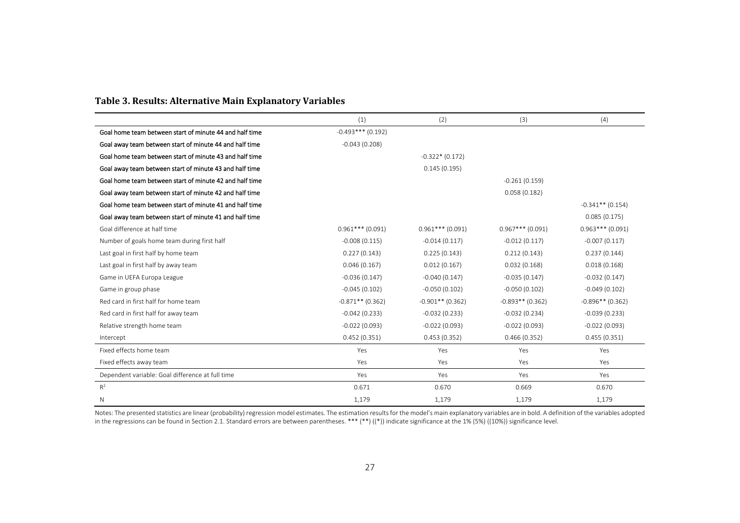## Table 3. Results: Alternative Main Explanatory Variables

| | (1) | (2) | (3) | (4) |
|---|---|---|---|---|
| **Goal home team between start of minute 44 and half time** | -0.493*** (0.192) | | | |
| **Goal away team between start of minute 44 and half time** | -0.043 (0.208) | | | |
| **Goal home team between start of minute 43 and half time** | | -0.322* (0.172) | | |
| **Goal away team between start of minute 43 and half time** | | 0.145 (0.195) | | |
| **Goal home team between start of minute 42 and half time** | | | -0.261 (0.159) | |
| **Goal away team between start of minute 42 and half time** | | | 0.058 (0.182) | |
| **Goal home team between start of minute 41 and half time** | | | | -0.341** (0.154) |
| **Goal away team between start of minute 41 and half time** | | | | 0.085 (0.175) |
| Goal difference at half time | 0.961*** (0.091) | 0.961*** (0.091) | 0.967*** (0.091) | 0.963*** (0.091) |
| Number of goals home team during first half | -0.008 (0.115) | -0.014 (0.117) | -0.012 (0.117) | -0.007 (0.117) |
| Last goal in first half by home team | 0.227 (0.143) | 0.225 (0.143) | 0.212 (0.143) | 0.237 (0.144) |
| Last goal in first half by away team | 0.046 (0.167) | 0.012 (0.167) | 0.032 (0.168) | 0.018 (0.168) |
| Game in UEFA Europa League | -0.036 (0.147) | -0.040 (0.147) | -0.035 (0.147) | -0.032 (0.147) |
| Game in group phase | -0.045 (0.102) | -0.050 (0.102) | -0.050 (0.102) | -0.049 (0.102) |
| Red card in first half for home team | -0.871** (0.362) | -0.901** (0.362) | -0.893** (0.362) | -0.896** (0.362) |
| Red card in first half for away team | -0.042 (0.233) | -0.032 (0.233) | -0.032 (0.234) | -0.039 (0.233) |
| Relative strength home team | -0.022 (0.093) | -0.022 (0.093) | -0.022 (0.093) | -0.022 (0.093) |
| Intercept | 0.452 (0.351) | 0.453 (0.352) | 0.466 (0.352) | 0.455 (0.351) |
| Fixed effects home team | Yes | Yes | Yes | Yes |
| Fixed effects away team | Yes | Yes | Yes | Yes |
| Dependent variable: Goal difference at full time | Yes | Yes | Yes | Yes |
| $R^2$ | 0.671 | 0.670 | 0.669 | 0.670 |
| N | 1,179 | 1,179 | 1,179 | 1,179 |

Notes: The presented statistics are linear (probability) regression model estimates. The estimation results for the model's main explanatory variables are in bold. A definition of the variables adopted in the regressions can be found in Section 2.1. Standard errors are between parentheses. *** (**) ((*)) indicate significance at the 1% (5%) ((10%)) significance level.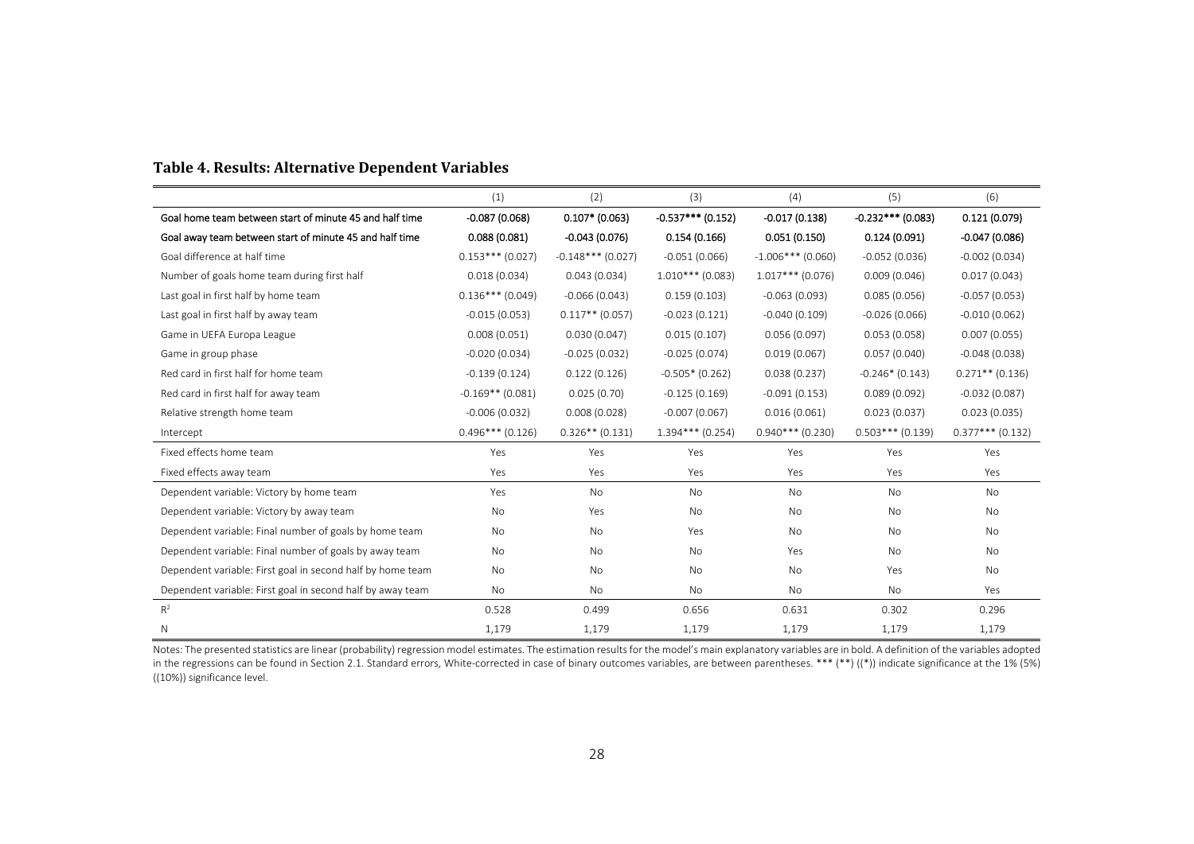**Table 4. Results: Alternative Dependent Variables**

| | (1) | (2) | (3) | (4) | (5) | (6) |
|---|---|---|---|---|---|---|
| **Goal home team between start of minute 45 and half time** | **-0.087 (0.068)** | **0.107* (0.063)** | **-0.537*** (0.152)** | **-0.017 (0.138)** | **-0.232*** (0.083)** | **0.121 (0.079)** |
| **Goal away team between start of minute 45 and half time** | **0.088 (0.081)** | **-0.043 (0.076)** | **0.154 (0.166)** | **0.051 (0.150)** | **0.124 (0.091)** | **-0.047 (0.086)** |
| Goal difference at half time | 0.153*** (0.027) | -0.148*** (0.027) | -0.051 (0.066) | -1.006*** (0.060) | -0.052 (0.036) | -0.002 (0.034) |
| Number of goals home team during first half | 0.018 (0.034) | 0.043 (0.034) | 1.010*** (0.083) | 1.017*** (0.076) | 0.009 (0.046) | 0.017 (0.043) |
| Last goal in first half by home team | 0.136*** (0.049) | -0.066 (0.043) | 0.159 (0.103) | -0.063 (0.093) | 0.085 (0.056) | -0.057 (0.053) |
| Last goal in first half by away team | -0.015 (0.053) | 0.117** (0.057) | -0.023 (0.121) | -0.040 (0.109) | -0.026 (0.066) | -0.010 (0.062) |
| Game in UEFA Europa League | 0.008 (0.051) | 0.030 (0.047) | 0.015 (0.107) | 0.056 (0.097) | 0.053 (0.058) | 0.007 (0.055) |
| Game in group phase | -0.020 (0.034) | -0.025 (0.032) | -0.025 (0.074) | 0.019 (0.067) | 0.057 (0.040) | -0.048 (0.038) |
| Red card in first half for home team | -0.139 (0.124) | 0.122 (0.126) | -0.505* (0.262) | 0.038 (0.237) | -0.246* (0.143) | 0.271** (0.136) |
| Red card in first half for away team | -0.169** (0.081) | 0.025 (0.70) | -0.125 (0.169) | -0.091 (0.153) | 0.089 (0.092) | -0.032 (0.087) |
| Relative strength home team | -0.006 (0.032) | 0.008 (0.028) | -0.007 (0.067) | 0.016 (0.061) | 0.023 (0.037) | 0.023 (0.035) |
| Intercept | 0.496*** (0.126) | 0.326** (0.131) | 1.394*** (0.254) | 0.940*** (0.230) | 0.503*** (0.139) | 0.377*** (0.132) |
| Fixed effects home team | Yes | Yes | Yes | Yes | Yes | Yes |
| Fixed effects away team | Yes | Yes | Yes | Yes | Yes | Yes |
| Dependent variable: Victory by home team | Yes | No | No | No | No | No |
| Dependent variable: Victory by away team | No | Yes | No | No | No | No |
| Dependent variable: Final number of goals by home team | No | No | Yes | No | No | No |
| Dependent variable: Final number of goals by away team | No | No | No | Yes | No | No |
| Dependent variable: First goal in second half by home team | No | No | No | No | Yes | No |
| Dependent variable: First goal in second half by away team | No | No | No | No | No | Yes |
| $R^2$ | 0.528 | 0.499 | 0.656 | 0.631 | 0.302 | 0.296 |
| N | 1,179 | 1,179 | 1,179 | 1,179 | 1,179 | 1,179 |

Notes: The presented statistics are linear (probability) regression model estimates. The estimation results for the model's main explanatory variables are in bold. A definition of the variables adopted in the regressions can be found in Section 2.1. Standard errors, White-corrected in case of binary outcomes variables, are between parentheses. *** (**) ((*)) indicate significance at the 1% (5%) ((10%)) significance level.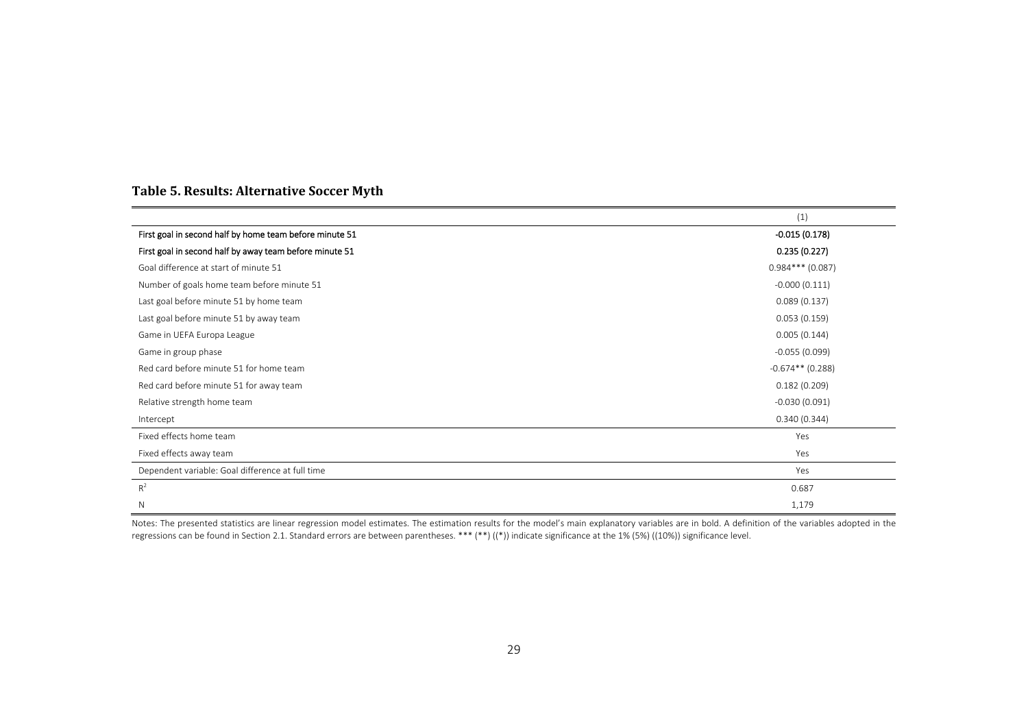### Table 5. Results: Alternative Soccer Myth

| | (1) |
|---|---|
| **First goal in second half by home team before minute 51** | **-0.015 (0.178)** |
| **First goal in second half by away team before minute 51** | **0.235 (0.227)** |
| Goal difference at start of minute 51 | 0.984*** (0.087) |
| Number of goals home team before minute 51 | -0.000 (0.111) |
| Last goal before minute 51 by home team | 0.089 (0.137) |
| Last goal before minute 51 by away team | 0.053 (0.159) |
| Game in UEFA Europa League | 0.005 (0.144) |
| Game in group phase | -0.055 (0.099) |
| Red card before minute 51 for home team | -0.674** (0.288) |
| Red card before minute 51 for away team | 0.182 (0.209) |
| Relative strength home team | -0.030 (0.091) |
| Intercept | 0.340 (0.344) |
| Fixed effects home team | Yes |
| Fixed effects away team | Yes |
| Dependent variable: Goal difference at full time | Yes |
| $R^2$ | 0.687 |
| N | 1,179 |

Notes: The presented statistics are linear regression model estimates. The estimation results for the model's main explanatory variables are in bold. A definition of the variables adopted in the regressions can be found in Section 2.1. Standard errors are between parentheses. *** (**) ((*)) indicate significance at the 1% (5%) ((10%)) significance level.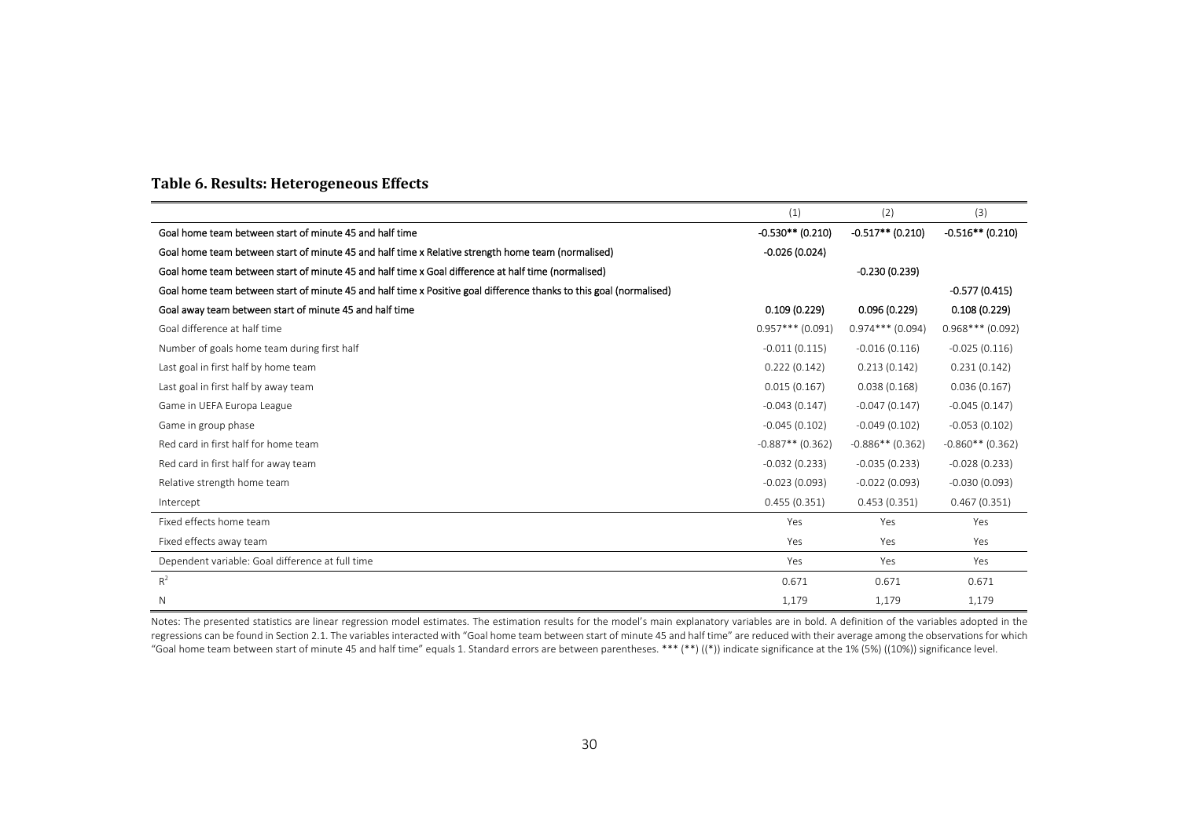## Table 6. Results: Heterogeneous Effects

| | (1) | (2) | (3) |
|---|---|---|---|
| **Goal home team between start of minute 45 and half time** | **-0.530** (0.210)** | **-0.517** (0.210)** | **-0.516** (0.210)** |
| **Goal home team between start of minute 45 and half time x Relative strength home team (normalised)** | **-0.026 (0.024)** | | |
| **Goal home team between start of minute 45 and half time x Goal difference at half time (normalised)** | | **-0.230 (0.239)** | |
| **Goal home team between start of minute 45 and half time x Positive goal difference thanks to this goal (normalised)** | | | **-0.577 (0.415)** |
| **Goal away team between start of minute 45 and half time** | **0.109 (0.229)** | **0.096 (0.229)** | **0.108 (0.229)** |
| Goal difference at half time | 0.957*** (0.091) | 0.974*** (0.094) | 0.968*** (0.092) |
| Number of goals home team during first half | -0.011 (0.115) | -0.016 (0.116) | -0.025 (0.116) |
| Last goal in first half by home team | 0.222 (0.142) | 0.213 (0.142) | 0.231 (0.142) |
| Last goal in first half by away team | 0.015 (0.167) | 0.038 (0.168) | 0.036 (0.167) |
| Game in UEFA Europa League | -0.043 (0.147) | -0.047 (0.147) | -0.045 (0.147) |
| Game in group phase | -0.045 (0.102) | -0.049 (0.102) | -0.053 (0.102) |
| Red card in first half for home team | -0.887** (0.362) | -0.886** (0.362) | -0.860** (0.362) |
| Red card in first half for away team | -0.032 (0.233) | -0.035 (0.233) | -0.028 (0.233) |
| Relative strength home team | -0.023 (0.093) | -0.022 (0.093) | -0.030 (0.093) |
| Intercept | 0.455 (0.351) | 0.453 (0.351) | 0.467 (0.351) |
| Fixed effects home team | Yes | Yes | Yes |
| Fixed effects away team | Yes | Yes | Yes |
| Dependent variable: Goal difference at full time | Yes | Yes | Yes |
| $R^2$ | 0.671 | 0.671 | 0.671 |
| N | 1,179 | 1,179 | 1,179 |

Notes: The presented statistics are linear regression model estimates. The estimation results for the model's main explanatory variables are in bold. A definition of the variables adopted in the regressions can be found in Section 2.1. The variables interacted with "Goal home team between start of minute 45 and half time" are reduced with their average among the observations for which "Goal home team between start of minute 45 and half time" equals 1. Standard errors are between parentheses. *** (**) ((*)) indicate significance at the 1% (5%) ((10%)) significance level.